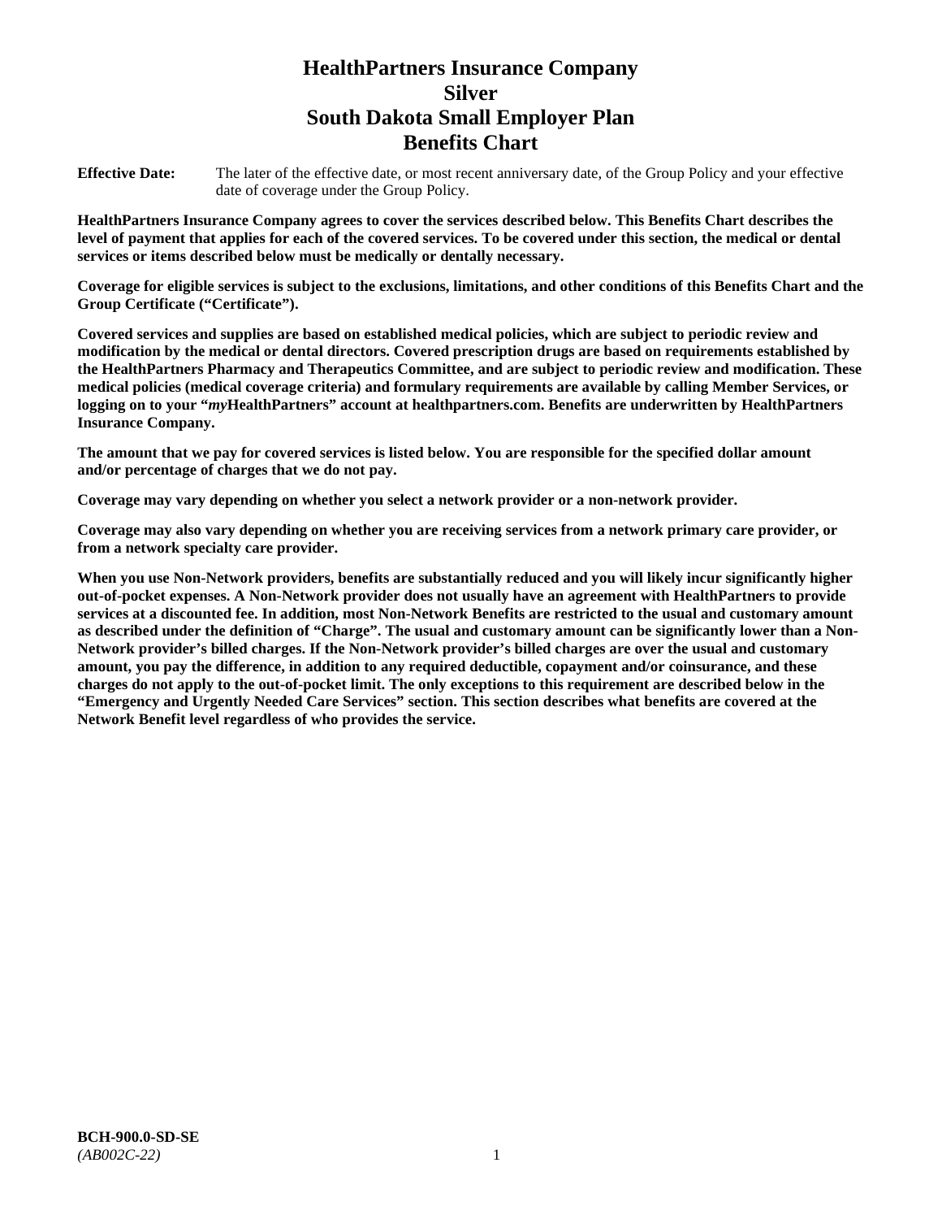# HealthPartners Insurance Company
# Silver
# South Dakota Small Employer Plan
# Benefits Chart

**Effective Date:** The later of the effective date, or most recent anniversary date, of the Group Policy and your effective date of coverage under the Group Policy.

**HealthPartners Insurance Company agrees to cover the services described below. This Benefits Chart describes the level of payment that applies for each of the covered services. To be covered under this section, the medical or dental services or items described below must be medically or dentally necessary.**

**Coverage for eligible services is subject to the exclusions, limitations, and other conditions of this Benefits Chart and the Group Certificate ("Certificate").**

**Covered services and supplies are based on established medical policies, which are subject to periodic review and modification by the medical or dental directors. Covered prescription drugs are based on requirements established by the HealthPartners Pharmacy and Therapeutics Committee, and are subject to periodic review and modification. These medical policies (medical coverage criteria) and formulary requirements are available by calling Member Services, or logging on to your "*my*HealthPartners" account at healthpartners.com. Benefits are underwritten by HealthPartners Insurance Company.**

**The amount that we pay for covered services is listed below. You are responsible for the specified dollar amount and/or percentage of charges that we do not pay.**

**Coverage may vary depending on whether you select a network provider or a non-network provider.**

**Coverage may also vary depending on whether you are receiving services from a network primary care provider, or from a network specialty care provider.**

**When you use Non-Network providers, benefits are substantially reduced and you will likely incur significantly higher out-of-pocket expenses. A Non-Network provider does not usually have an agreement with HealthPartners to provide services at a discounted fee. In addition, most Non-Network Benefits are restricted to the usual and customary amount as described under the definition of "Charge". The usual and customary amount can be significantly lower than a Non-Network provider's billed charges. If the Non-Network provider's billed charges are over the usual and customary amount, you pay the difference, in addition to any required deductible, copayment and/or coinsurance, and these charges do not apply to the out-of-pocket limit. The only exceptions to this requirement are described below in the "Emergency and Urgently Needed Care Services" section. This section describes what benefits are covered at the Network Benefit level regardless of who provides the service.**

**BCH-900.0-SD-SE**
*(AB002C-22)*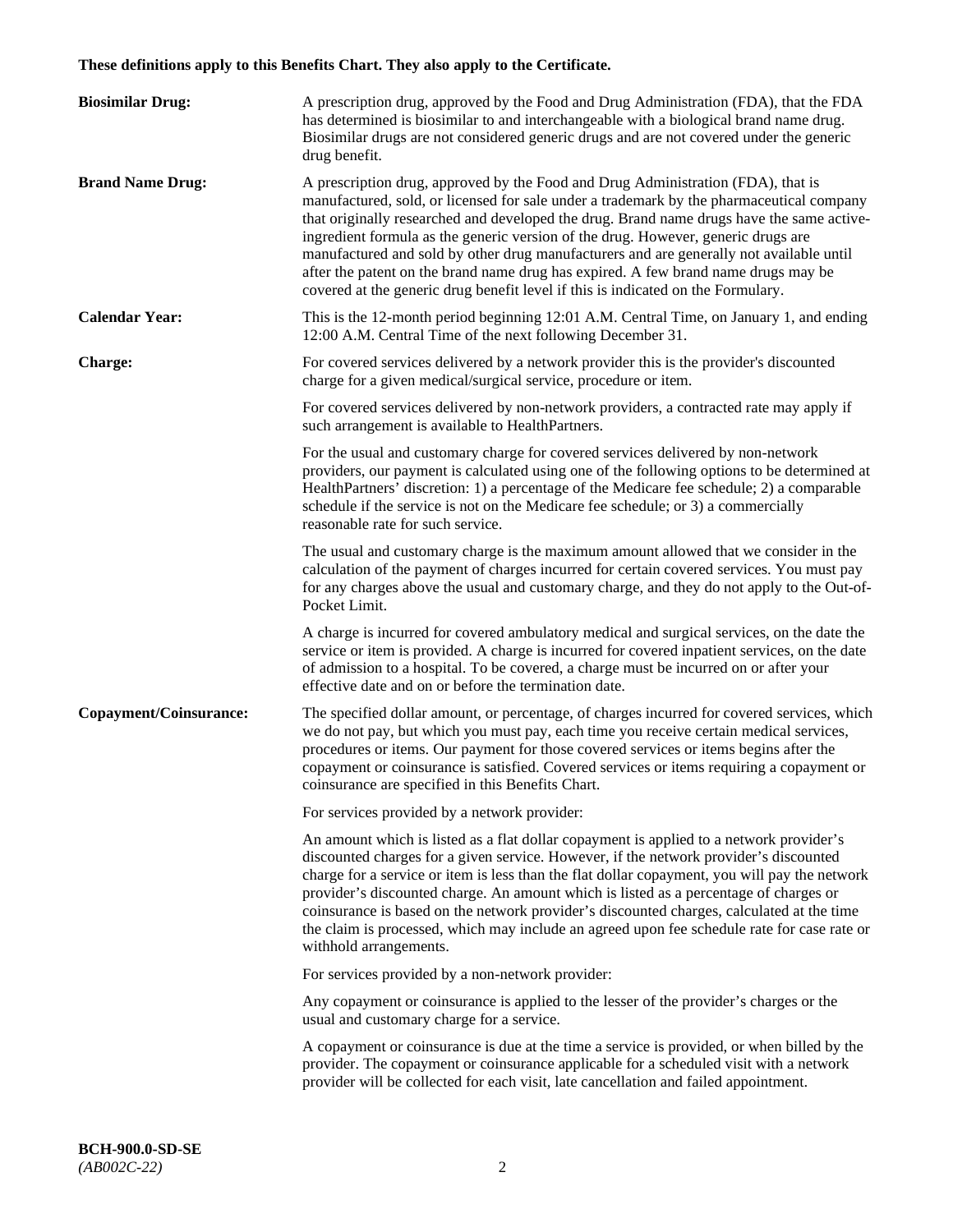**These definitions apply to this Benefits Chart. They also apply to the Certificate.**

**Biosimilar Drug:** A prescription drug, approved by the Food and Drug Administration (FDA), that the FDA has determined is biosimilar to and interchangeable with a biological brand name drug. Biosimilar drugs are not considered generic drugs and are not covered under the generic drug benefit.

**Brand Name Drug:** A prescription drug, approved by the Food and Drug Administration (FDA), that is manufactured, sold, or licensed for sale under a trademark by the pharmaceutical company that originally researched and developed the drug. Brand name drugs have the same active-ingredient formula as the generic version of the drug. However, generic drugs are manufactured and sold by other drug manufacturers and are generally not available until after the patent on the brand name drug has expired. A few brand name drugs may be covered at the generic drug benefit level if this is indicated on the Formulary.

**Calendar Year:** This is the 12-month period beginning 12:01 A.M. Central Time, on January 1, and ending 12:00 A.M. Central Time of the next following December 31.

**Charge:** For covered services delivered by a network provider this is the provider's discounted charge for a given medical/surgical service, procedure or item.

For covered services delivered by non-network providers, a contracted rate may apply if such arrangement is available to HealthPartners.

For the usual and customary charge for covered services delivered by non-network providers, our payment is calculated using one of the following options to be determined at HealthPartners' discretion: 1) a percentage of the Medicare fee schedule; 2) a comparable schedule if the service is not on the Medicare fee schedule; or 3) a commercially reasonable rate for such service.

The usual and customary charge is the maximum amount allowed that we consider in the calculation of the payment of charges incurred for certain covered services. You must pay for any charges above the usual and customary charge, and they do not apply to the Out-of-Pocket Limit.

A charge is incurred for covered ambulatory medical and surgical services, on the date the service or item is provided. A charge is incurred for covered inpatient services, on the date of admission to a hospital. To be covered, a charge must be incurred on or after your effective date and on or before the termination date.

**Copayment/Coinsurance:** The specified dollar amount, or percentage, of charges incurred for covered services, which we do not pay, but which you must pay, each time you receive certain medical services, procedures or items. Our payment for those covered services or items begins after the copayment or coinsurance is satisfied. Covered services or items requiring a copayment or coinsurance are specified in this Benefits Chart.

For services provided by a network provider:

An amount which is listed as a flat dollar copayment is applied to a network provider's discounted charges for a given service. However, if the network provider's discounted charge for a service or item is less than the flat dollar copayment, you will pay the network provider's discounted charge. An amount which is listed as a percentage of charges or coinsurance is based on the network provider's discounted charges, calculated at the time the claim is processed, which may include an agreed upon fee schedule rate for case rate or withhold arrangements.

For services provided by a non-network provider:

Any copayment or coinsurance is applied to the lesser of the provider's charges or the usual and customary charge for a service.

A copayment or coinsurance is due at the time a service is provided, or when billed by the provider. The copayment or coinsurance applicable for a scheduled visit with a network provider will be collected for each visit, late cancellation and failed appointment.

**BCH-900.0-SD-SE**
*(AB002C-22)*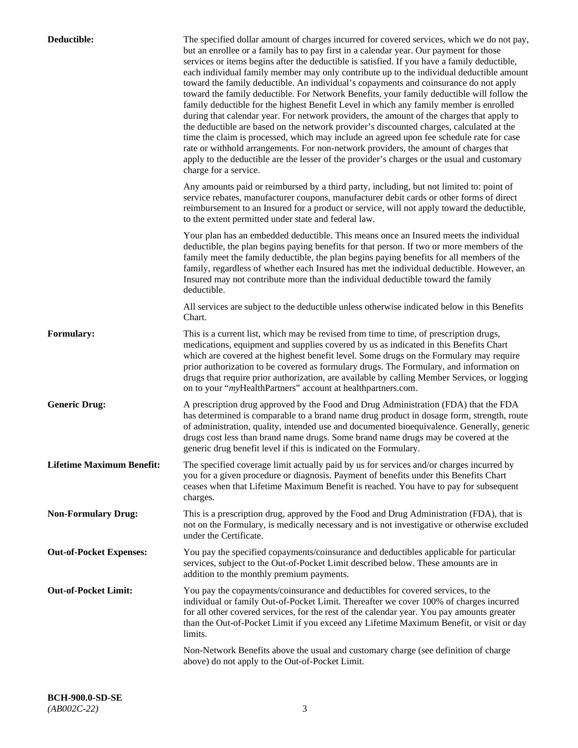**Deductible:**

The specified dollar amount of charges incurred for covered services, which we do not pay, but an enrollee or a family has to pay first in a calendar year. Our payment for those services or items begins after the deductible is satisfied. If you have a family deductible, each individual family member may only contribute up to the individual deductible amount toward the family deductible. An individual's copayments and coinsurance do not apply toward the family deductible. For Network Benefits, your family deductible will follow the family deductible for the highest Benefit Level in which any family member is enrolled during that calendar year. For network providers, the amount of the charges that apply to the deductible are based on the network provider's discounted charges, calculated at the time the claim is processed, which may include an agreed upon fee schedule rate for case rate or withhold arrangements. For non-network providers, the amount of charges that apply to the deductible are the lesser of the provider's charges or the usual and customary charge for a service.

Any amounts paid or reimbursed by a third party, including, but not limited to: point of service rebates, manufacturer coupons, manufacturer debit cards or other forms of direct reimbursement to an Insured for a product or service, will not apply toward the deductible, to the extent permitted under state and federal law.

Your plan has an embedded deductible. This means once an Insured meets the individual deductible, the plan begins paying benefits for that person. If two or more members of the family meet the family deductible, the plan begins paying benefits for all members of the family, regardless of whether each Insured has met the individual deductible. However, an Insured may not contribute more than the individual deductible toward the family deductible.

All services are subject to the deductible unless otherwise indicated below in this Benefits Chart.

**Formulary:**

This is a current list, which may be revised from time to time, of prescription drugs, medications, equipment and supplies covered by us as indicated in this Benefits Chart which are covered at the highest benefit level. Some drugs on the Formulary may require prior authorization to be covered as formulary drugs. The Formulary, and information on drugs that require prior authorization, are available by calling Member Services, or logging on to your "*my*HealthPartners" account at healthpartners.com.

**Generic Drug:**

A prescription drug approved by the Food and Drug Administration (FDA) that the FDA has determined is comparable to a brand name drug product in dosage form, strength, route of administration, quality, intended use and documented bioequivalence. Generally, generic drugs cost less than brand name drugs. Some brand name drugs may be covered at the generic drug benefit level if this is indicated on the Formulary.

**Lifetime Maximum Benefit:**

The specified coverage limit actually paid by us for services and/or charges incurred by you for a given procedure or diagnosis. Payment of benefits under this Benefits Chart ceases when that Lifetime Maximum Benefit is reached. You have to pay for subsequent charges.

**Non-Formulary Drug:**

This is a prescription drug, approved by the Food and Drug Administration (FDA), that is not on the Formulary, is medically necessary and is not investigative or otherwise excluded under the Certificate.

**Out-of-Pocket Expenses:**

You pay the specified copayments/coinsurance and deductibles applicable for particular services, subject to the Out-of-Pocket Limit described below. These amounts are in addition to the monthly premium payments.

**Out-of-Pocket Limit:**

You pay the copayments/coinsurance and deductibles for covered services, to the individual or family Out-of-Pocket Limit. Thereafter we cover 100% of charges incurred for all other covered services, for the rest of the calendar year. You pay amounts greater than the Out-of-Pocket Limit if you exceed any Lifetime Maximum Benefit, or visit or day limits.

Non-Network Benefits above the usual and customary charge (see definition of charge above) do not apply to the Out-of-Pocket Limit.

**BCH-900.0-SD-SE**
*(AB002C-22)*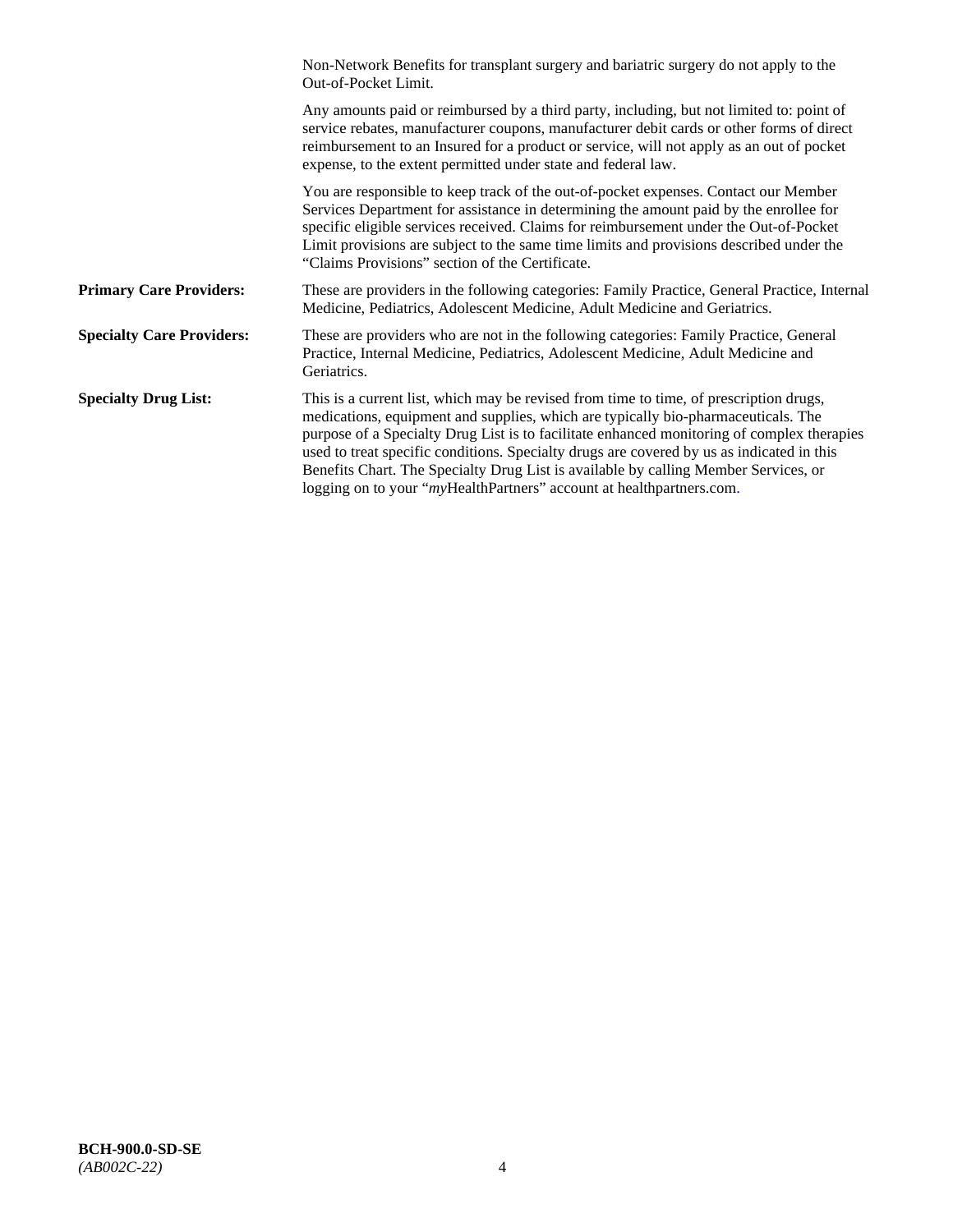Non-Network Benefits for transplant surgery and bariatric surgery do not apply to the Out-of-Pocket Limit.

Any amounts paid or reimbursed by a third party, including, but not limited to: point of service rebates, manufacturer coupons, manufacturer debit cards or other forms of direct reimbursement to an Insured for a product or service, will not apply as an out of pocket expense, to the extent permitted under state and federal law.

You are responsible to keep track of the out-of-pocket expenses. Contact our Member Services Department for assistance in determining the amount paid by the enrollee for specific eligible services received. Claims for reimbursement under the Out-of-Pocket Limit provisions are subject to the same time limits and provisions described under the "Claims Provisions" section of the Certificate.

**Primary Care Providers:** These are providers in the following categories: Family Practice, General Practice, Internal Medicine, Pediatrics, Adolescent Medicine, Adult Medicine and Geriatrics.

**Specialty Care Providers:** These are providers who are not in the following categories: Family Practice, General Practice, Internal Medicine, Pediatrics, Adolescent Medicine, Adult Medicine and Geriatrics.

**Specialty Drug List:** This is a current list, which may be revised from time to time, of prescription drugs, medications, equipment and supplies, which are typically bio-pharmaceuticals. The purpose of a Specialty Drug List is to facilitate enhanced monitoring of complex therapies used to treat specific conditions. Specialty drugs are covered by us as indicated in this Benefits Chart. The Specialty Drug List is available by calling Member Services, or logging on to your "*my*HealthPartners" account at healthpartners.com.

**BCH-900.0-SD-SE**
*(AB002C-22)*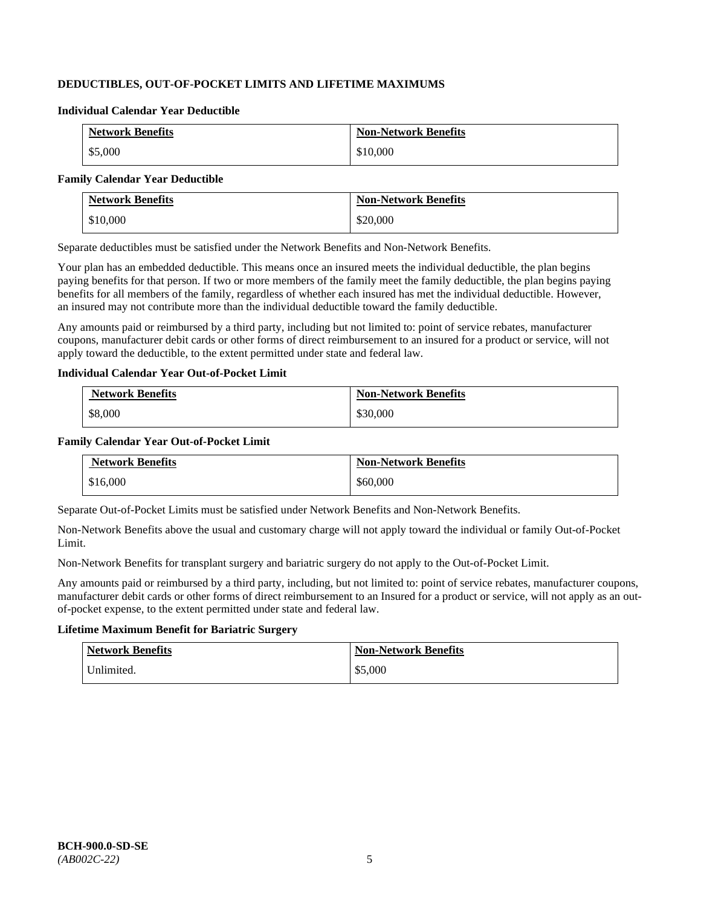**DEDUCTIBLES, OUT-OF-POCKET LIMITS AND LIFETIME MAXIMUMS**

**Individual Calendar Year Deductible**

| Network Benefits | Non-Network Benefits |
|---|---|
| $5,000 | $10,000 |

**Family Calendar Year Deductible**

| Network Benefits | Non-Network Benefits |
|---|---|
| $10,000 | $20,000 |

Separate deductibles must be satisfied under the Network Benefits and Non-Network Benefits.

Your plan has an embedded deductible. This means once an insured meets the individual deductible, the plan begins paying benefits for that person. If two or more members of the family meet the family deductible, the plan begins paying benefits for all members of the family, regardless of whether each insured has met the individual deductible. However, an insured may not contribute more than the individual deductible toward the family deductible.

Any amounts paid or reimbursed by a third party, including but not limited to: point of service rebates, manufacturer coupons, manufacturer debit cards or other forms of direct reimbursement to an insured for a product or service, will not apply toward the deductible, to the extent permitted under state and federal law.

**Individual Calendar Year Out-of-Pocket Limit**

| Network Benefits | Non-Network Benefits |
|---|---|
| $8,000 | $30,000 |

**Family Calendar Year Out-of-Pocket Limit**

| Network Benefits | Non-Network Benefits |
|---|---|
| $16,000 | $60,000 |

Separate Out-of-Pocket Limits must be satisfied under Network Benefits and Non-Network Benefits.

Non-Network Benefits above the usual and customary charge will not apply toward the individual or family Out-of-Pocket Limit.

Non-Network Benefits for transplant surgery and bariatric surgery do not apply to the Out-of-Pocket Limit.

Any amounts paid or reimbursed by a third party, including, but not limited to: point of service rebates, manufacturer coupons, manufacturer debit cards or other forms of direct reimbursement to an Insured for a product or service, will not apply as an out-of-pocket expense, to the extent permitted under state and federal law.

**Lifetime Maximum Benefit for Bariatric Surgery**

| Network Benefits | Non-Network Benefits |
|---|---|
| Unlimited. | $5,000 |

**BCH-900.0-SD-SE**
*(AB002C-22)*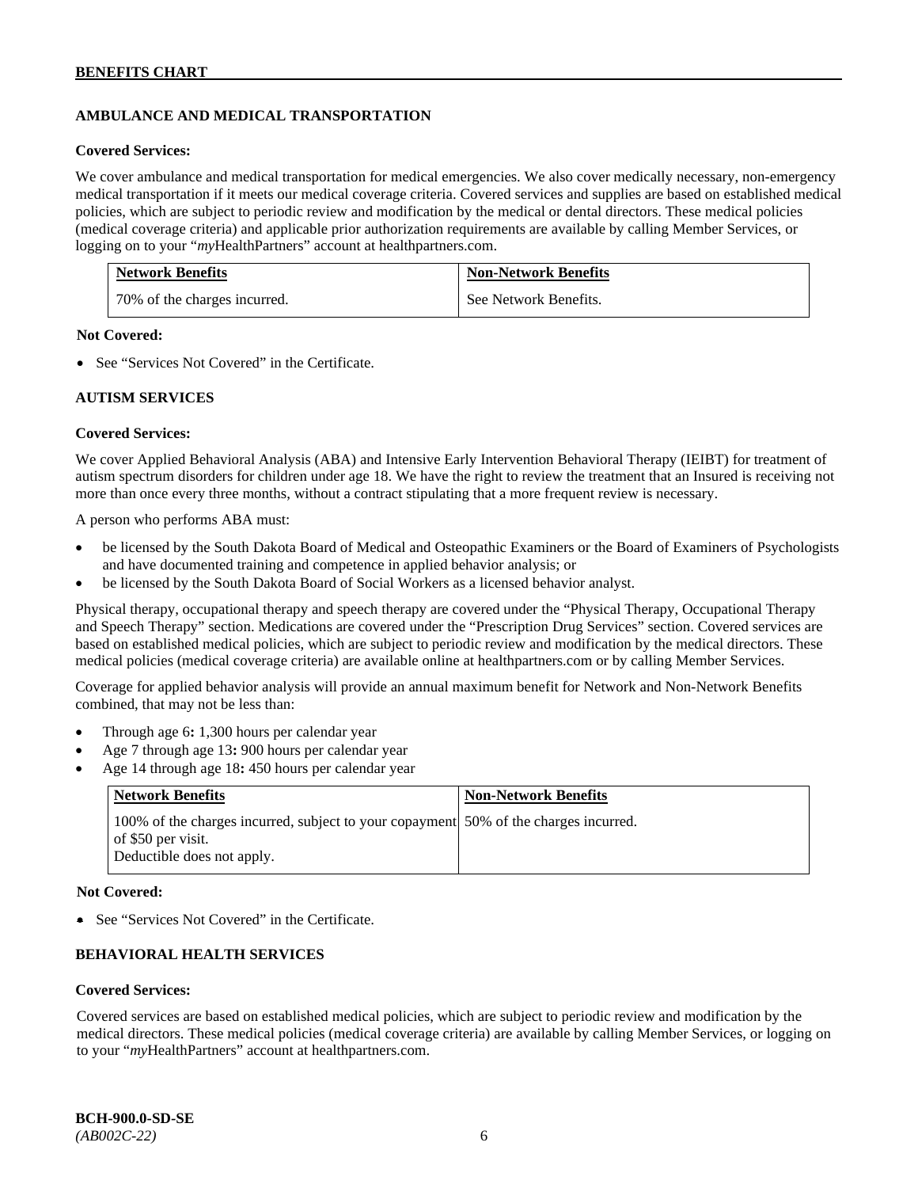## AMBULANCE AND MEDICAL TRANSPORTATION

**Covered Services:**

We cover ambulance and medical transportation for medical emergencies. We also cover medically necessary, non-emergency medical transportation if it meets our medical coverage criteria. Covered services and supplies are based on established medical policies, which are subject to periodic review and modification by the medical or dental directors. These medical policies (medical coverage criteria) and applicable prior authorization requirements are available by calling Member Services, or logging on to your "*my*HealthPartners" account at healthpartners.com.

| Network Benefits | Non-Network Benefits |
| --- | --- |
| 70% of the charges incurred. | See Network Benefits. |

**Not Covered:**

- See "Services Not Covered" in the Certificate.

## AUTISM SERVICES

**Covered Services:**

We cover Applied Behavioral Analysis (ABA) and Intensive Early Intervention Behavioral Therapy (IEIBT) for treatment of autism spectrum disorders for children under age 18. We have the right to review the treatment that an Insured is receiving not more than once every three months, without a contract stipulating that a more frequent review is necessary.

A person who performs ABA must:

- be licensed by the South Dakota Board of Medical and Osteopathic Examiners or the Board of Examiners of Psychologists and have documented training and competence in applied behavior analysis; or
- be licensed by the South Dakota Board of Social Workers as a licensed behavior analyst.

Physical therapy, occupational therapy and speech therapy are covered under the "Physical Therapy, Occupational Therapy and Speech Therapy" section. Medications are covered under the "Prescription Drug Services" section. Covered services are based on established medical policies, which are subject to periodic review and modification by the medical directors. These medical policies (medical coverage criteria) are available online at healthpartners.com or by calling Member Services.

Coverage for applied behavior analysis will provide an annual maximum benefit for Network and Non-Network Benefits combined, that may not be less than:

- Through age 6**:** 1,300 hours per calendar year
- Age 7 through age 13**:** 900 hours per calendar year
- Age 14 through age 18**:** 450 hours per calendar year

| Network Benefits | Non-Network Benefits |
| --- | --- |
| 100% of the charges incurred, subject to your copayment of $50 per visit.<br>Deductible does not apply. | 50% of the charges incurred. |

**Not Covered:**

- See "Services Not Covered" in the Certificate.

## BEHAVIORAL HEALTH SERVICES

**Covered Services:**

Covered services are based on established medical policies, which are subject to periodic review and modification by the medical directors. These medical policies (medical coverage criteria) are available by calling Member Services, or logging on to your "*my*HealthPartners" account at healthpartners.com.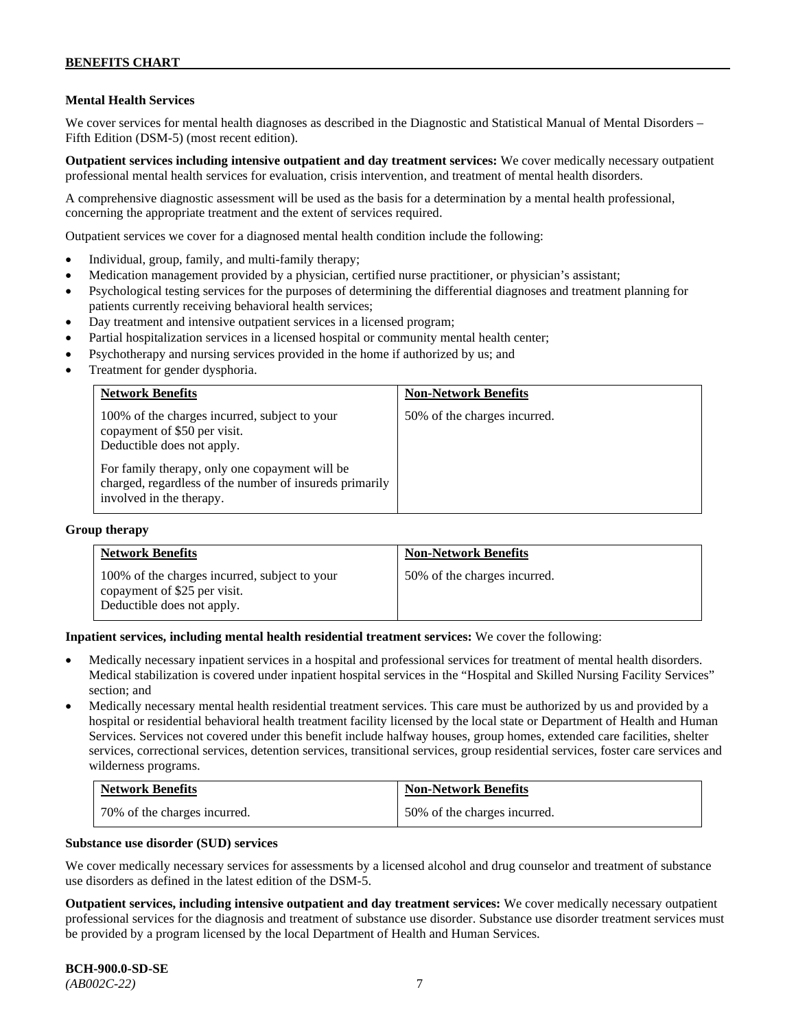**Mental Health Services**

We cover services for mental health diagnoses as described in the Diagnostic and Statistical Manual of Mental Disorders – Fifth Edition (DSM-5) (most recent edition).

**Outpatient services including intensive outpatient and day treatment services:** We cover medically necessary outpatient professional mental health services for evaluation, crisis intervention, and treatment of mental health disorders.

A comprehensive diagnostic assessment will be used as the basis for a determination by a mental health professional, concerning the appropriate treatment and the extent of services required.

Outpatient services we cover for a diagnosed mental health condition include the following:

- Individual, group, family, and multi-family therapy;
- Medication management provided by a physician, certified nurse practitioner, or physician's assistant;
- Psychological testing services for the purposes of determining the differential diagnoses and treatment planning for patients currently receiving behavioral health services;
- Day treatment and intensive outpatient services in a licensed program;
- Partial hospitalization services in a licensed hospital or community mental health center;
- Psychotherapy and nursing services provided in the home if authorized by us; and
- Treatment for gender dysphoria.

| Network Benefits | Non-Network Benefits |
|---|---|
| 100% of the charges incurred, subject to your copayment of $50 per visit. Deductible does not apply.<br><br>For family therapy, only one copayment will be charged, regardless of the number of insureds primarily involved in the therapy. | 50% of the charges incurred. |

**Group therapy**

| Network Benefits | Non-Network Benefits |
|---|---|
| 100% of the charges incurred, subject to your copayment of $25 per visit. Deductible does not apply. | 50% of the charges incurred. |

**Inpatient services, including mental health residential treatment services:** We cover the following:

- Medically necessary inpatient services in a hospital and professional services for treatment of mental health disorders. Medical stabilization is covered under inpatient hospital services in the "Hospital and Skilled Nursing Facility Services" section; and
- Medically necessary mental health residential treatment services. This care must be authorized by us and provided by a hospital or residential behavioral health treatment facility licensed by the local state or Department of Health and Human Services. Services not covered under this benefit include halfway houses, group homes, extended care facilities, shelter services, correctional services, detention services, transitional services, group residential services, foster care services and wilderness programs.

| Network Benefits | Non-Network Benefits |
|---|---|
| 70% of the charges incurred. | 50% of the charges incurred. |

**Substance use disorder (SUD) services**

We cover medically necessary services for assessments by a licensed alcohol and drug counselor and treatment of substance use disorders as defined in the latest edition of the DSM-5.

**Outpatient services, including intensive outpatient and day treatment services:** We cover medically necessary outpatient professional services for the diagnosis and treatment of substance use disorder. Substance use disorder treatment services must be provided by a program licensed by the local Department of Health and Human Services.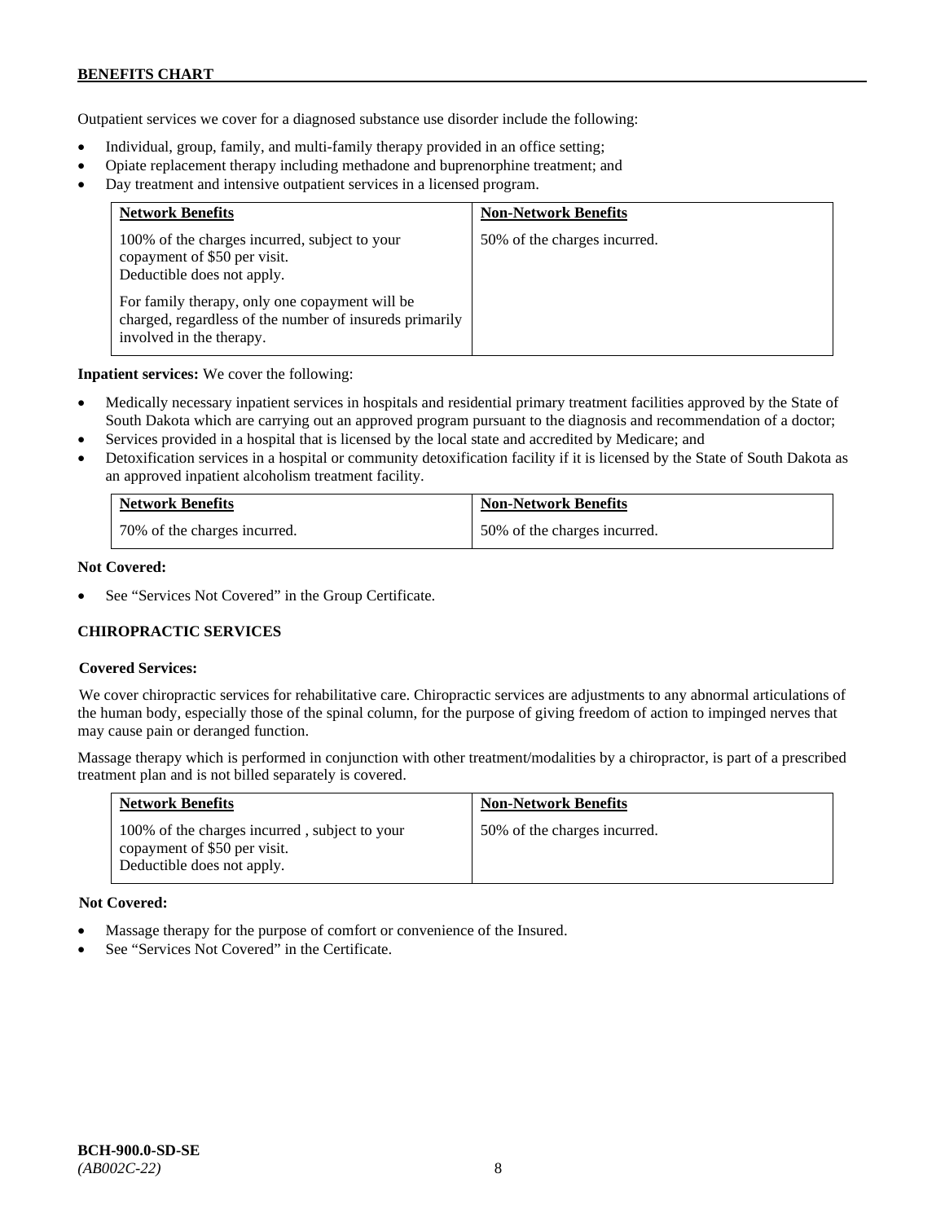Outpatient services we cover for a diagnosed substance use disorder include the following:

- Individual, group, family, and multi-family therapy provided in an office setting;
- Opiate replacement therapy including methadone and buprenorphine treatment; and
- Day treatment and intensive outpatient services in a licensed program.

| Network Benefits | Non-Network Benefits |
|---|---|
| 100% of the charges incurred, subject to your copayment of $50 per visit. Deductible does not apply. For family therapy, only one copayment will be charged, regardless of the number of insureds primarily involved in the therapy. | 50% of the charges incurred. |

**Inpatient services:** We cover the following:

- Medically necessary inpatient services in hospitals and residential primary treatment facilities approved by the State of South Dakota which are carrying out an approved program pursuant to the diagnosis and recommendation of a doctor;
- Services provided in a hospital that is licensed by the local state and accredited by Medicare; and
- Detoxification services in a hospital or community detoxification facility if it is licensed by the State of South Dakota as an approved inpatient alcoholism treatment facility.

| Network Benefits | Non-Network Benefits |
|---|---|
| 70% of the charges incurred. | 50% of the charges incurred. |

**Not Covered:**

- See "Services Not Covered" in the Group Certificate.

## CHIROPRACTIC SERVICES

**Covered Services:**

We cover chiropractic services for rehabilitative care. Chiropractic services are adjustments to any abnormal articulations of the human body, especially those of the spinal column, for the purpose of giving freedom of action to impinged nerves that may cause pain or deranged function.

Massage therapy which is performed in conjunction with other treatment/modalities by a chiropractor, is part of a prescribed treatment plan and is not billed separately is covered.

| Network Benefits | Non-Network Benefits |
|---|---|
| 100% of the charges incurred , subject to your copayment of $50 per visit. Deductible does not apply. | 50% of the charges incurred. |

**Not Covered:**

- Massage therapy for the purpose of comfort or convenience of the Insured.
- See "Services Not Covered" in the Certificate.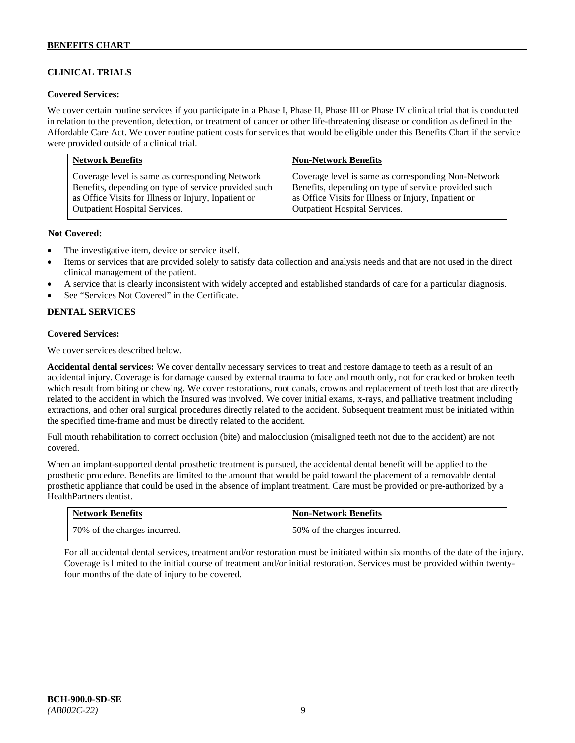### CLINICAL TRIALS

**Covered Services:**

We cover certain routine services if you participate in a Phase I, Phase II, Phase III or Phase IV clinical trial that is conducted in relation to the prevention, detection, or treatment of cancer or other life-threatening disease or condition as defined in the Affordable Care Act. We cover routine patient costs for services that would be eligible under this Benefits Chart if the service were provided outside of a clinical trial.

| Network Benefits | Non-Network Benefits |
|---|---|
| Coverage level is same as corresponding Network Benefits, depending on type of service provided such as Office Visits for Illness or Injury, Inpatient or Outpatient Hospital Services. | Coverage level is same as corresponding Non-Network Benefits, depending on type of service provided such as Office Visits for Illness or Injury, Inpatient or Outpatient Hospital Services. |

**Not Covered:**

- The investigative item, device or service itself.
- Items or services that are provided solely to satisfy data collection and analysis needs and that are not used in the direct clinical management of the patient.
- A service that is clearly inconsistent with widely accepted and established standards of care for a particular diagnosis.
- See "Services Not Covered" in the Certificate.

### DENTAL SERVICES

**Covered Services:**

We cover services described below.

**Accidental dental services:** We cover dentally necessary services to treat and restore damage to teeth as a result of an accidental injury. Coverage is for damage caused by external trauma to face and mouth only, not for cracked or broken teeth which result from biting or chewing. We cover restorations, root canals, crowns and replacement of teeth lost that are directly related to the accident in which the Insured was involved. We cover initial exams, x-rays, and palliative treatment including extractions, and other oral surgical procedures directly related to the accident. Subsequent treatment must be initiated within the specified time-frame and must be directly related to the accident.

Full mouth rehabilitation to correct occlusion (bite) and malocclusion (misaligned teeth not due to the accident) are not covered.

When an implant-supported dental prosthetic treatment is pursued, the accidental dental benefit will be applied to the prosthetic procedure. Benefits are limited to the amount that would be paid toward the placement of a removable dental prosthetic appliance that could be used in the absence of implant treatment. Care must be provided or pre-authorized by a HealthPartners dentist.

| Network Benefits | Non-Network Benefits |
|---|---|
| 70% of the charges incurred. | 50% of the charges incurred. |

For all accidental dental services, treatment and/or restoration must be initiated within six months of the date of the injury. Coverage is limited to the initial course of treatment and/or initial restoration. Services must be provided within twenty-four months of the date of injury to be covered.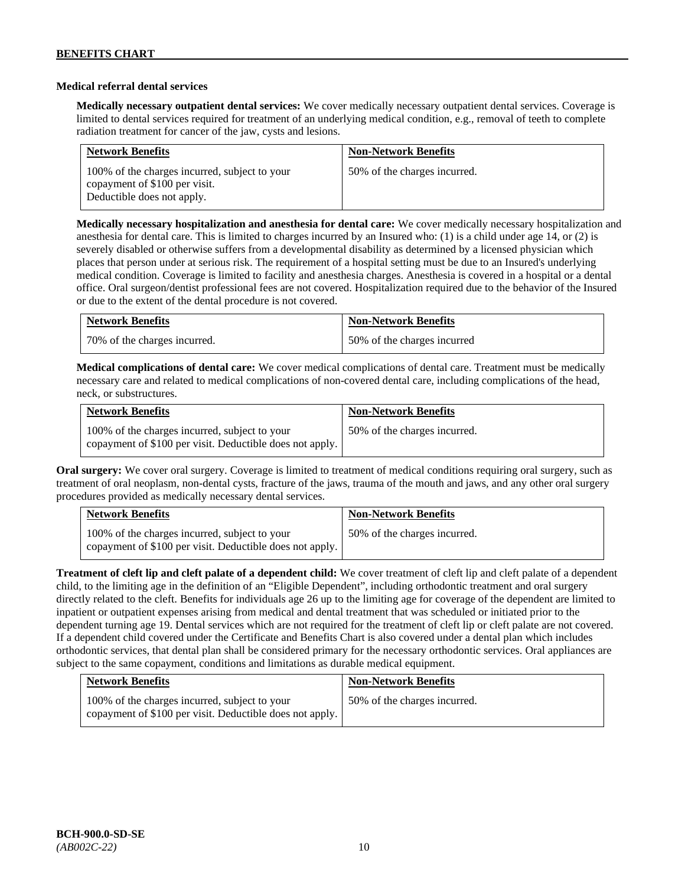### Medical referral dental services

**Medically necessary outpatient dental services:** We cover medically necessary outpatient dental services. Coverage is limited to dental services required for treatment of an underlying medical condition, e.g., removal of teeth to complete radiation treatment for cancer of the jaw, cysts and lesions.

| Network Benefits | Non-Network Benefits |
|---|---|
| 100% of the charges incurred, subject to your copayment of $100 per visit. Deductible does not apply. | 50% of the charges incurred. |

**Medically necessary hospitalization and anesthesia for dental care:** We cover medically necessary hospitalization and anesthesia for dental care. This is limited to charges incurred by an Insured who: (1) is a child under age 14, or (2) is severely disabled or otherwise suffers from a developmental disability as determined by a licensed physician which places that person under at serious risk. The requirement of a hospital setting must be due to an Insured's underlying medical condition. Coverage is limited to facility and anesthesia charges. Anesthesia is covered in a hospital or a dental office. Oral surgeon/dentist professional fees are not covered. Hospitalization required due to the behavior of the Insured or due to the extent of the dental procedure is not covered.

| Network Benefits | Non-Network Benefits |
|---|---|
| 70% of the charges incurred. | 50% of the charges incurred |

**Medical complications of dental care:** We cover medical complications of dental care. Treatment must be medically necessary care and related to medical complications of non-covered dental care, including complications of the head, neck, or substructures.

| Network Benefits | Non-Network Benefits |
|---|---|
| 100% of the charges incurred, subject to your copayment of $100 per visit. Deductible does not apply. | 50% of the charges incurred. |

**Oral surgery:** We cover oral surgery. Coverage is limited to treatment of medical conditions requiring oral surgery, such as treatment of oral neoplasm, non-dental cysts, fracture of the jaws, trauma of the mouth and jaws, and any other oral surgery procedures provided as medically necessary dental services.

| Network Benefits | Non-Network Benefits |
|---|---|
| 100% of the charges incurred, subject to your copayment of $100 per visit. Deductible does not apply. | 50% of the charges incurred. |

**Treatment of cleft lip and cleft palate of a dependent child:** We cover treatment of cleft lip and cleft palate of a dependent child, to the limiting age in the definition of an "Eligible Dependent", including orthodontic treatment and oral surgery directly related to the cleft. Benefits for individuals age 26 up to the limiting age for coverage of the dependent are limited to inpatient or outpatient expenses arising from medical and dental treatment that was scheduled or initiated prior to the dependent turning age 19. Dental services which are not required for the treatment of cleft lip or cleft palate are not covered. If a dependent child covered under the Certificate and Benefits Chart is also covered under a dental plan which includes orthodontic services, that dental plan shall be considered primary for the necessary orthodontic services. Oral appliances are subject to the same copayment, conditions and limitations as durable medical equipment.

| Network Benefits | Non-Network Benefits |
|---|---|
| 100% of the charges incurred, subject to your copayment of $100 per visit. Deductible does not apply. | 50% of the charges incurred. |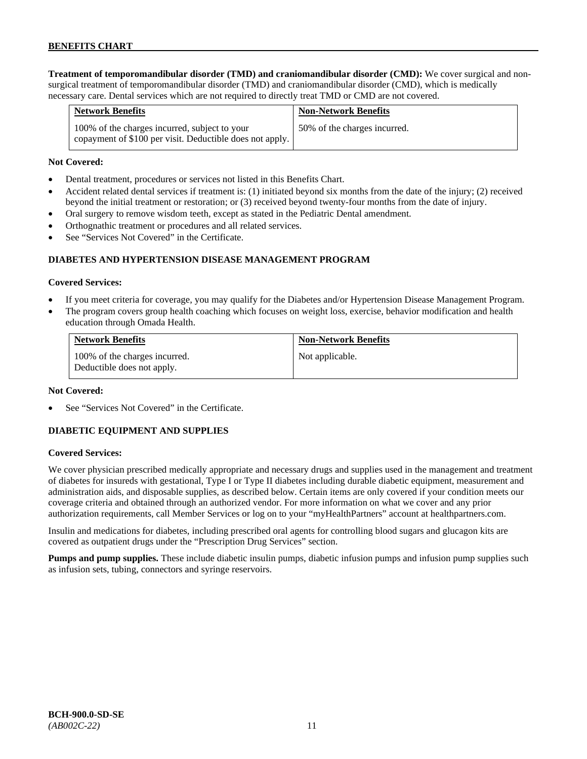**Treatment of temporomandibular disorder (TMD) and craniomandibular disorder (CMD):** We cover surgical and non-surgical treatment of temporomandibular disorder (TMD) and craniomandibular disorder (CMD), which is medically necessary care. Dental services which are not required to directly treat TMD or CMD are not covered.

| Network Benefits | Non-Network Benefits |
|---|---|
| 100% of the charges incurred, subject to your copayment of $100 per visit. Deductible does not apply. | 50% of the charges incurred. |

**Not Covered:**

- Dental treatment, procedures or services not listed in this Benefits Chart.
- Accident related dental services if treatment is: (1) initiated beyond six months from the date of the injury; (2) received beyond the initial treatment or restoration; or (3) received beyond twenty-four months from the date of injury.
- Oral surgery to remove wisdom teeth, except as stated in the Pediatric Dental amendment.
- Orthognathic treatment or procedures and all related services.
- See "Services Not Covered" in the Certificate.

### DIABETES AND HYPERTENSION DISEASE MANAGEMENT PROGRAM

**Covered Services:**

- If you meet criteria for coverage, you may qualify for the Diabetes and/or Hypertension Disease Management Program.
- The program covers group health coaching which focuses on weight loss, exercise, behavior modification and health education through Omada Health.

| Network Benefits | Non-Network Benefits |
|---|---|
| 100% of the charges incurred. Deductible does not apply. | Not applicable. |

**Not Covered:**

- See "Services Not Covered" in the Certificate.

### DIABETIC EQUIPMENT AND SUPPLIES

**Covered Services:**

We cover physician prescribed medically appropriate and necessary drugs and supplies used in the management and treatment of diabetes for insureds with gestational, Type I or Type II diabetes including durable diabetic equipment, measurement and administration aids, and disposable supplies, as described below. Certain items are only covered if your condition meets our coverage criteria and obtained through an authorized vendor. For more information on what we cover and any prior authorization requirements, call Member Services or log on to your "myHealthPartners" account at healthpartners.com.

Insulin and medications for diabetes, including prescribed oral agents for controlling blood sugars and glucagon kits are covered as outpatient drugs under the "Prescription Drug Services" section.

**Pumps and pump supplies.** These include diabetic insulin pumps, diabetic infusion pumps and infusion pump supplies such as infusion sets, tubing, connectors and syringe reservoirs.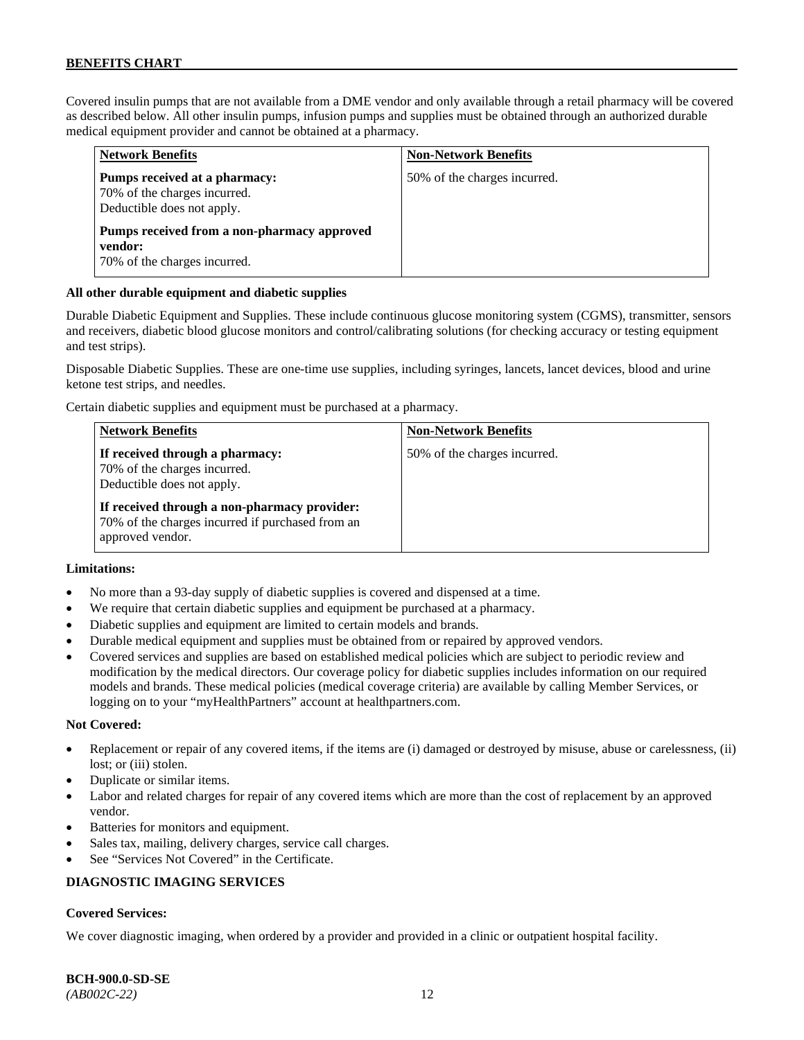Covered insulin pumps that are not available from a DME vendor and only available through a retail pharmacy will be covered as described below. All other insulin pumps, infusion pumps and supplies must be obtained through an authorized durable medical equipment provider and cannot be obtained at a pharmacy.

| Network Benefits | Non-Network Benefits |
| --- | --- |
| **Pumps received at a pharmacy:** 70% of the charges incurred. Deductible does not apply. **Pumps received from a non-pharmacy approved vendor:** 70% of the charges incurred. | 50% of the charges incurred. |

**All other durable equipment and diabetic supplies**

Durable Diabetic Equipment and Supplies. These include continuous glucose monitoring system (CGMS), transmitter, sensors and receivers, diabetic blood glucose monitors and control/calibrating solutions (for checking accuracy or testing equipment and test strips).

Disposable Diabetic Supplies. These are one-time use supplies, including syringes, lancets, lancet devices, blood and urine ketone test strips, and needles.

Certain diabetic supplies and equipment must be purchased at a pharmacy.

| Network Benefits | Non-Network Benefits |
| --- | --- |
| **If received through a pharmacy:** 70% of the charges incurred. Deductible does not apply. **If received through a non-pharmacy provider:** 70% of the charges incurred if purchased from an approved vendor. | 50% of the charges incurred. |

**Limitations:**

- No more than a 93-day supply of diabetic supplies is covered and dispensed at a time.
- We require that certain diabetic supplies and equipment be purchased at a pharmacy.
- Diabetic supplies and equipment are limited to certain models and brands.
- Durable medical equipment and supplies must be obtained from or repaired by approved vendors.
- Covered services and supplies are based on established medical policies which are subject to periodic review and modification by the medical directors. Our coverage policy for diabetic supplies includes information on our required models and brands. These medical policies (medical coverage criteria) are available by calling Member Services, or logging on to your "myHealthPartners" account at healthpartners.com.

**Not Covered:**

- Replacement or repair of any covered items, if the items are (i) damaged or destroyed by misuse, abuse or carelessness, (ii) lost; or (iii) stolen.
- Duplicate or similar items.
- Labor and related charges for repair of any covered items which are more than the cost of replacement by an approved vendor.
- Batteries for monitors and equipment.
- Sales tax, mailing, delivery charges, service call charges.
- See "Services Not Covered" in the Certificate.

**DIAGNOSTIC IMAGING SERVICES**

**Covered Services:**

We cover diagnostic imaging, when ordered by a provider and provided in a clinic or outpatient hospital facility.

**BCH-900.0-SD-SE**
*(AB002C-22)*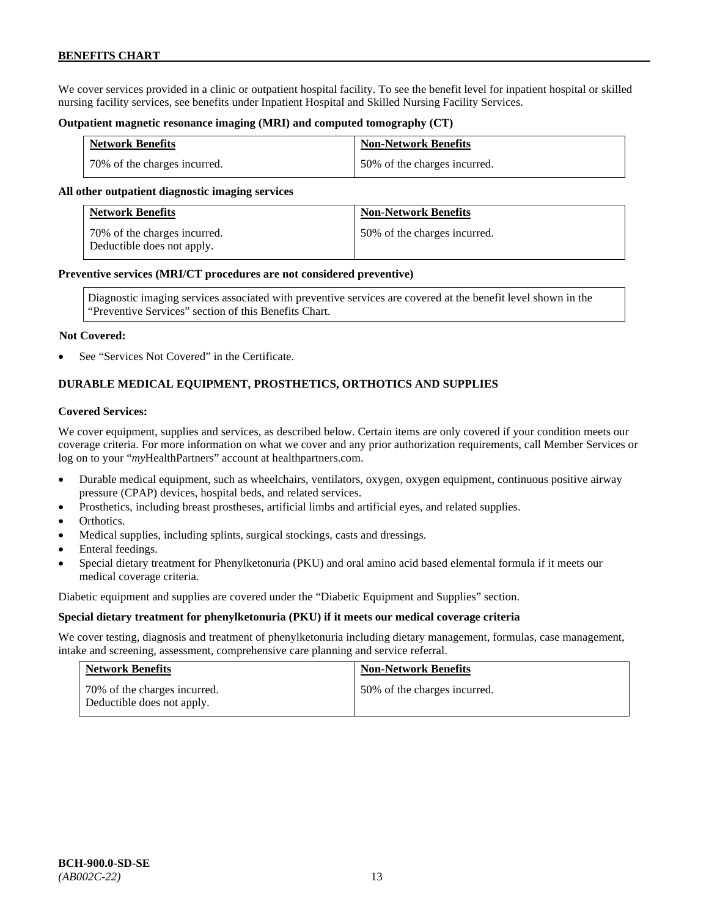We cover services provided in a clinic or outpatient hospital facility. To see the benefit level for inpatient hospital or skilled nursing facility services, see benefits under Inpatient Hospital and Skilled Nursing Facility Services.

**Outpatient magnetic resonance imaging (MRI) and computed tomography (CT)**

| Network Benefits | Non-Network Benefits |
|---|---|
| 70% of the charges incurred. | 50% of the charges incurred. |

**All other outpatient diagnostic imaging services**

| Network Benefits | Non-Network Benefits |
|---|---|
| 70% of the charges incurred. Deductible does not apply. | 50% of the charges incurred. |

**Preventive services (MRI/CT procedures are not considered preventive)**

| Diagnostic imaging services associated with preventive services are covered at the benefit level shown in the "Preventive Services" section of this Benefits Chart. |
|---|

**Not Covered:**

- See "Services Not Covered" in the Certificate.

## DURABLE MEDICAL EQUIPMENT, PROSTHETICS, ORTHOTICS AND SUPPLIES

**Covered Services:**

We cover equipment, supplies and services, as described below. Certain items are only covered if your condition meets our coverage criteria. For more information on what we cover and any prior authorization requirements, call Member Services or log on to your "*my*HealthPartners" account at healthpartners.com.

- Durable medical equipment, such as wheelchairs, ventilators, oxygen, oxygen equipment, continuous positive airway pressure (CPAP) devices, hospital beds, and related services.
- Prosthetics, including breast prostheses, artificial limbs and artificial eyes, and related supplies.
- Orthotics.
- Medical supplies, including splints, surgical stockings, casts and dressings.
- Enteral feedings.
- Special dietary treatment for Phenylketonuria (PKU) and oral amino acid based elemental formula if it meets our medical coverage criteria.

Diabetic equipment and supplies are covered under the "Diabetic Equipment and Supplies" section.

**Special dietary treatment for phenylketonuria (PKU) if it meets our medical coverage criteria**

We cover testing, diagnosis and treatment of phenylketonuria including dietary management, formulas, case management, intake and screening, assessment, comprehensive care planning and service referral.

| Network Benefits | Non-Network Benefits |
|---|---|
| 70% of the charges incurred. Deductible does not apply. | 50% of the charges incurred. |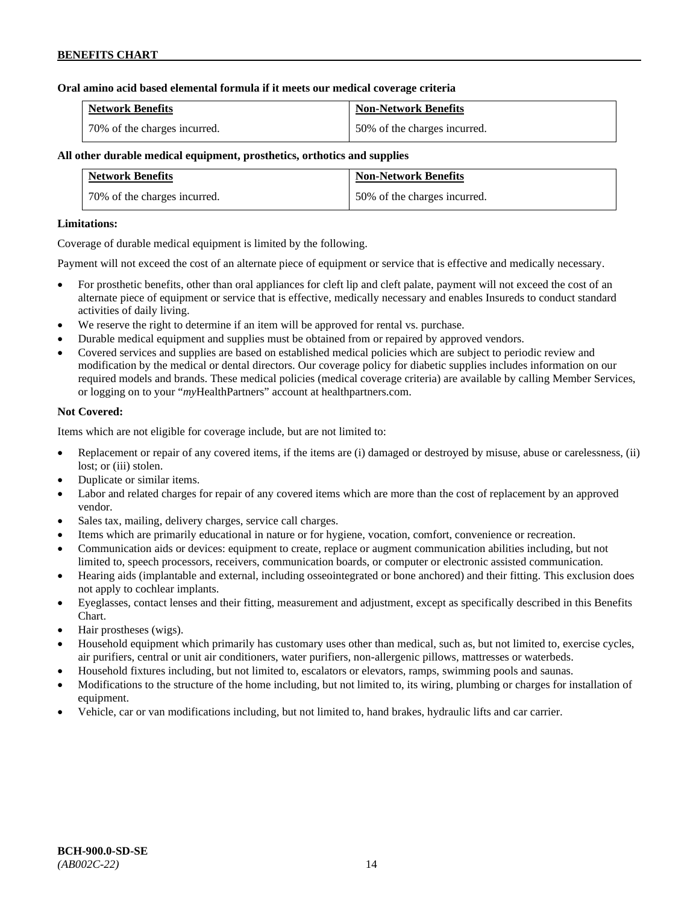**Oral amino acid based elemental formula if it meets our medical coverage criteria**

| Network Benefits | Non-Network Benefits |
| --- | --- |
| 70% of the charges incurred. | 50% of the charges incurred. |

**All other durable medical equipment, prosthetics, orthotics and supplies**

| Network Benefits | Non-Network Benefits |
| --- | --- |
| 70% of the charges incurred. | 50% of the charges incurred. |

**Limitations:**

Coverage of durable medical equipment is limited by the following.

Payment will not exceed the cost of an alternate piece of equipment or service that is effective and medically necessary.

- For prosthetic benefits, other than oral appliances for cleft lip and cleft palate, payment will not exceed the cost of an alternate piece of equipment or service that is effective, medically necessary and enables Insureds to conduct standard activities of daily living.
- We reserve the right to determine if an item will be approved for rental vs. purchase.
- Durable medical equipment and supplies must be obtained from or repaired by approved vendors.
- Covered services and supplies are based on established medical policies which are subject to periodic review and modification by the medical or dental directors. Our coverage policy for diabetic supplies includes information on our required models and brands. These medical policies (medical coverage criteria) are available by calling Member Services, or logging on to your "*my*HealthPartners" account at healthpartners.com.

**Not Covered:**

Items which are not eligible for coverage include, but are not limited to:

- Replacement or repair of any covered items, if the items are (i) damaged or destroyed by misuse, abuse or carelessness, (ii) lost; or (iii) stolen.
- Duplicate or similar items.
- Labor and related charges for repair of any covered items which are more than the cost of replacement by an approved vendor.
- Sales tax, mailing, delivery charges, service call charges.
- Items which are primarily educational in nature or for hygiene, vocation, comfort, convenience or recreation.
- Communication aids or devices: equipment to create, replace or augment communication abilities including, but not limited to, speech processors, receivers, communication boards, or computer or electronic assisted communication.
- Hearing aids (implantable and external, including osseointegrated or bone anchored) and their fitting. This exclusion does not apply to cochlear implants.
- Eyeglasses, contact lenses and their fitting, measurement and adjustment, except as specifically described in this Benefits Chart.
- Hair prostheses (wigs).
- Household equipment which primarily has customary uses other than medical, such as, but not limited to, exercise cycles, air purifiers, central or unit air conditioners, water purifiers, non-allergenic pillows, mattresses or waterbeds.
- Household fixtures including, but not limited to, escalators or elevators, ramps, swimming pools and saunas.
- Modifications to the structure of the home including, but not limited to, its wiring, plumbing or charges for installation of equipment.
- Vehicle, car or van modifications including, but not limited to, hand brakes, hydraulic lifts and car carrier.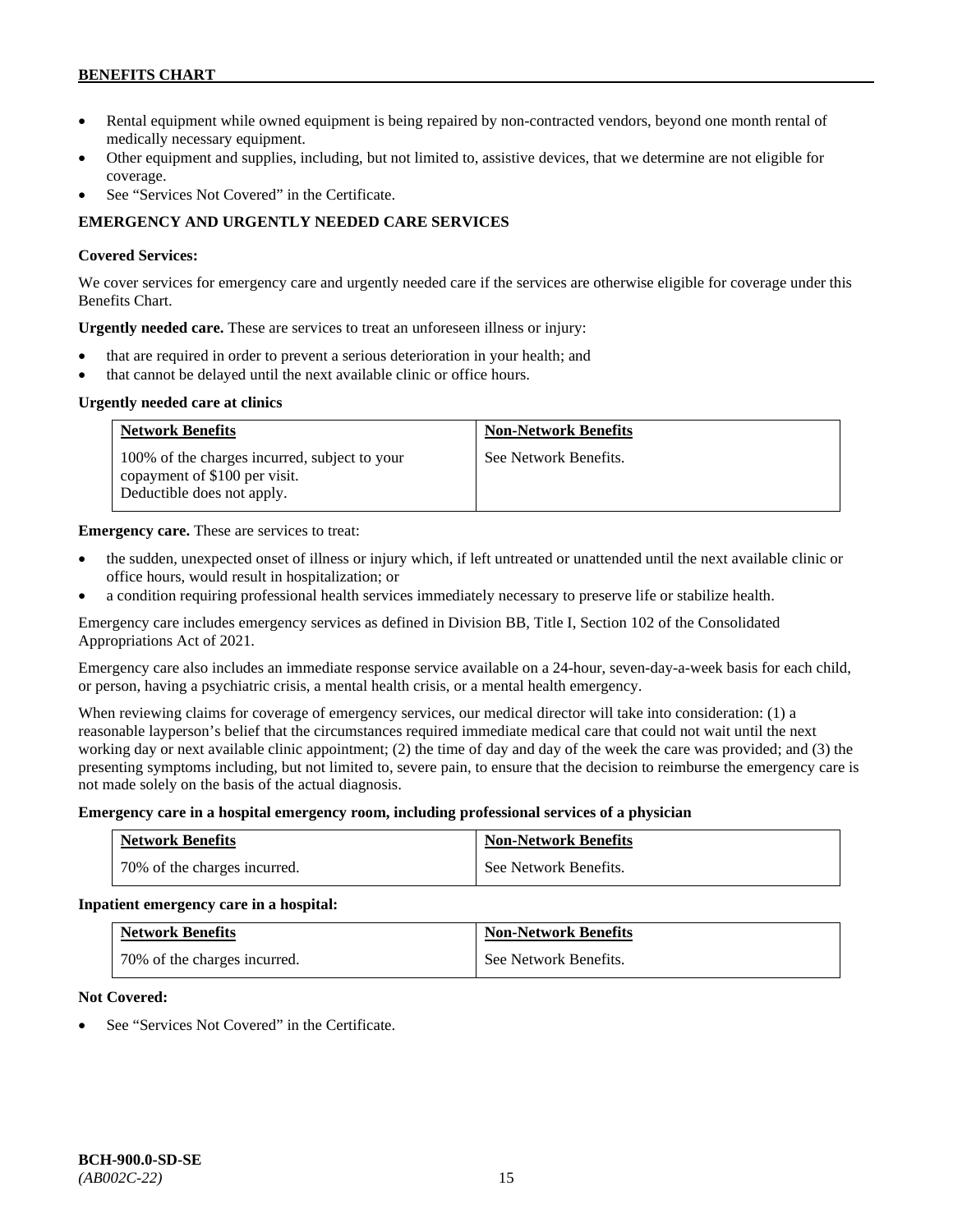- Rental equipment while owned equipment is being repaired by non-contracted vendors, beyond one month rental of medically necessary equipment.
- Other equipment and supplies, including, but not limited to, assistive devices, that we determine are not eligible for coverage.
- See "Services Not Covered" in the Certificate.

## EMERGENCY AND URGENTLY NEEDED CARE SERVICES

**Covered Services:**

We cover services for emergency care and urgently needed care if the services are otherwise eligible for coverage under this Benefits Chart.

**Urgently needed care.** These are services to treat an unforeseen illness or injury:

- that are required in order to prevent a serious deterioration in your health; and
- that cannot be delayed until the next available clinic or office hours.

**Urgently needed care at clinics**

| Network Benefits | Non-Network Benefits |
|---|---|
| 100% of the charges incurred, subject to your copayment of $100 per visit. Deductible does not apply. | See Network Benefits. |

**Emergency care.** These are services to treat:

- the sudden, unexpected onset of illness or injury which, if left untreated or unattended until the next available clinic or office hours, would result in hospitalization; or
- a condition requiring professional health services immediately necessary to preserve life or stabilize health.

Emergency care includes emergency services as defined in Division BB, Title I, Section 102 of the Consolidated Appropriations Act of 2021.

Emergency care also includes an immediate response service available on a 24-hour, seven-day-a-week basis for each child, or person, having a psychiatric crisis, a mental health crisis, or a mental health emergency.

When reviewing claims for coverage of emergency services, our medical director will take into consideration: (1) a reasonable layperson's belief that the circumstances required immediate medical care that could not wait until the next working day or next available clinic appointment; (2) the time of day and day of the week the care was provided; and (3) the presenting symptoms including, but not limited to, severe pain, to ensure that the decision to reimburse the emergency care is not made solely on the basis of the actual diagnosis.

**Emergency care in a hospital emergency room, including professional services of a physician**

| Network Benefits | Non-Network Benefits |
|---|---|
| 70% of the charges incurred. | See Network Benefits. |

**Inpatient emergency care in a hospital:**

| Network Benefits | Non-Network Benefits |
|---|---|
| 70% of the charges incurred. | See Network Benefits. |

**Not Covered:**

- See "Services Not Covered" in the Certificate.

**BCH-900.0-SD-SE**
*(AB002C-22)*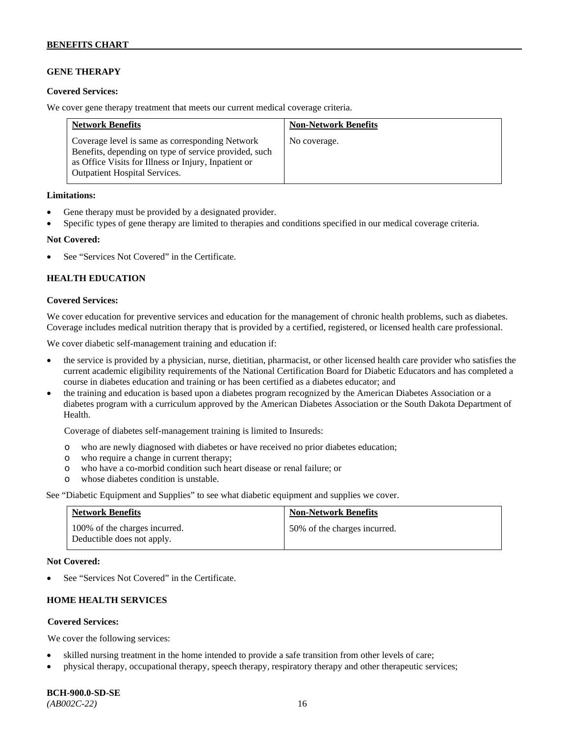## GENE THERAPY

**Covered Services:**

We cover gene therapy treatment that meets our current medical coverage criteria.

| Network Benefits | Non-Network Benefits |
|---|---|
| Coverage level is same as corresponding Network Benefits, depending on type of service provided, such as Office Visits for Illness or Injury, Inpatient or Outpatient Hospital Services. | No coverage. |

**Limitations:**

- Gene therapy must be provided by a designated provider.
- Specific types of gene therapy are limited to therapies and conditions specified in our medical coverage criteria.

**Not Covered:**

- See "Services Not Covered" in the Certificate.

## HEALTH EDUCATION

**Covered Services:**

We cover education for preventive services and education for the management of chronic health problems, such as diabetes. Coverage includes medical nutrition therapy that is provided by a certified, registered, or licensed health care professional.

We cover diabetic self-management training and education if:

- the service is provided by a physician, nurse, dietitian, pharmacist, or other licensed health care provider who satisfies the current academic eligibility requirements of the National Certification Board for Diabetic Educators and has completed a course in diabetes education and training or has been certified as a diabetes educator; and
- the training and education is based upon a diabetes program recognized by the American Diabetes Association or a diabetes program with a curriculum approved by the American Diabetes Association or the South Dakota Department of Health.

  Coverage of diabetes self-management training is limited to Insureds:

  - who are newly diagnosed with diabetes or have received no prior diabetes education;
  - who require a change in current therapy;
  - who have a co-morbid condition such heart disease or renal failure; or
  - whose diabetes condition is unstable.

See "Diabetic Equipment and Supplies" to see what diabetic equipment and supplies we cover.

| Network Benefits | Non-Network Benefits |
|---|---|
| 100% of the charges incurred. Deductible does not apply. | 50% of the charges incurred. |

**Not Covered:**

- See "Services Not Covered" in the Certificate.

## HOME HEALTH SERVICES

**Covered Services:**

We cover the following services:

- skilled nursing treatment in the home intended to provide a safe transition from other levels of care;
- physical therapy, occupational therapy, speech therapy, respiratory therapy and other therapeutic services;

**BCH-900.0-SD-SE**
*(AB002C-22)*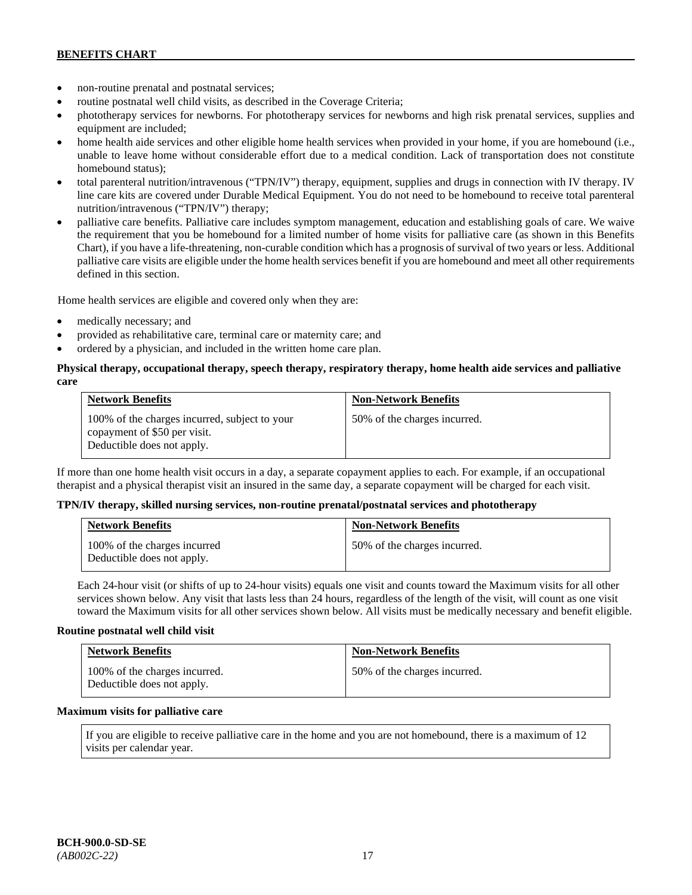- non-routine prenatal and postnatal services;
- routine postnatal well child visits, as described in the Coverage Criteria;
- phototherapy services for newborns. For phototherapy services for newborns and high risk prenatal services, supplies and equipment are included;
- home health aide services and other eligible home health services when provided in your home, if you are homebound (i.e., unable to leave home without considerable effort due to a medical condition. Lack of transportation does not constitute homebound status);
- total parenteral nutrition/intravenous ("TPN/IV") therapy, equipment, supplies and drugs in connection with IV therapy. IV line care kits are covered under Durable Medical Equipment. You do not need to be homebound to receive total parenteral nutrition/intravenous ("TPN/IV") therapy;
- palliative care benefits. Palliative care includes symptom management, education and establishing goals of care. We waive the requirement that you be homebound for a limited number of home visits for palliative care (as shown in this Benefits Chart), if you have a life-threatening, non-curable condition which has a prognosis of survival of two years or less. Additional palliative care visits are eligible under the home health services benefit if you are homebound and meet all other requirements defined in this section.

Home health services are eligible and covered only when they are:

- medically necessary; and
- provided as rehabilitative care, terminal care or maternity care; and
- ordered by a physician, and included in the written home care plan.

**Physical therapy, occupational therapy, speech therapy, respiratory therapy, home health aide services and palliative care**

| Network Benefits | Non-Network Benefits |
|---|---|
| 100% of the charges incurred, subject to your copayment of $50 per visit. Deductible does not apply. | 50% of the charges incurred. |

If more than one home health visit occurs in a day, a separate copayment applies to each. For example, if an occupational therapist and a physical therapist visit an insured in the same day, a separate copayment will be charged for each visit.

**TPN/IV therapy, skilled nursing services, non-routine prenatal/postnatal services and phototherapy**

| Network Benefits | Non-Network Benefits |
|---|---|
| 100% of the charges incurred Deductible does not apply. | 50% of the charges incurred. |

Each 24-hour visit (or shifts of up to 24-hour visits) equals one visit and counts toward the Maximum visits for all other services shown below. Any visit that lasts less than 24 hours, regardless of the length of the visit, will count as one visit toward the Maximum visits for all other services shown below. All visits must be medically necessary and benefit eligible.

**Routine postnatal well child visit**

| Network Benefits | Non-Network Benefits |
|---|---|
| 100% of the charges incurred. Deductible does not apply. | 50% of the charges incurred. |

**Maximum visits for palliative care**

| If you are eligible to receive palliative care in the home and you are not homebound, there is a maximum of 12 visits per calendar year. |
|---|

BCH-900.0-SD-SE
*(AB002C-22)*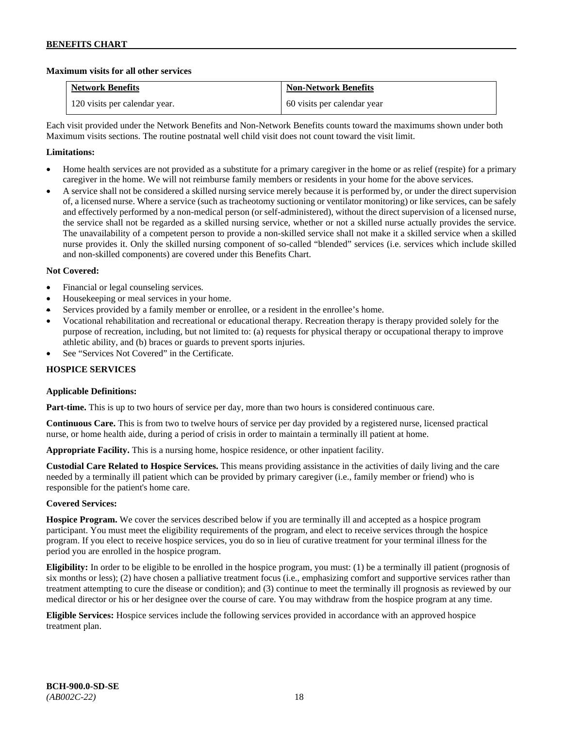**Maximum visits for all other services**

| Network Benefits | Non-Network Benefits |
|---|---|
| 120 visits per calendar year. | 60 visits per calendar year |

Each visit provided under the Network Benefits and Non-Network Benefits counts toward the maximums shown under both Maximum visits sections. The routine postnatal well child visit does not count toward the visit limit.

**Limitations:**

- Home health services are not provided as a substitute for a primary caregiver in the home or as relief (respite) for a primary caregiver in the home. We will not reimburse family members or residents in your home for the above services.
- A service shall not be considered a skilled nursing service merely because it is performed by, or under the direct supervision of, a licensed nurse. Where a service (such as tracheotomy suctioning or ventilator monitoring) or like services, can be safely and effectively performed by a non-medical person (or self-administered), without the direct supervision of a licensed nurse, the service shall not be regarded as a skilled nursing service, whether or not a skilled nurse actually provides the service. The unavailability of a competent person to provide a non-skilled service shall not make it a skilled service when a skilled nurse provides it. Only the skilled nursing component of so-called "blended" services (i.e. services which include skilled and non-skilled components) are covered under this Benefits Chart.

**Not Covered:**

- Financial or legal counseling services.
- Housekeeping or meal services in your home.
- Services provided by a family member or enrollee, or a resident in the enrollee's home.
- Vocational rehabilitation and recreational or educational therapy. Recreation therapy is therapy provided solely for the purpose of recreation, including, but not limited to: (a) requests for physical therapy or occupational therapy to improve athletic ability, and (b) braces or guards to prevent sports injuries.
- See "Services Not Covered" in the Certificate.

**HOSPICE SERVICES**

**Applicable Definitions:**

**Part-time.** This is up to two hours of service per day, more than two hours is considered continuous care.

**Continuous Care.** This is from two to twelve hours of service per day provided by a registered nurse, licensed practical nurse, or home health aide, during a period of crisis in order to maintain a terminally ill patient at home.

**Appropriate Facility.** This is a nursing home, hospice residence, or other inpatient facility.

**Custodial Care Related to Hospice Services.** This means providing assistance in the activities of daily living and the care needed by a terminally ill patient which can be provided by primary caregiver (i.e., family member or friend) who is responsible for the patient's home care.

**Covered Services:**

**Hospice Program.** We cover the services described below if you are terminally ill and accepted as a hospice program participant. You must meet the eligibility requirements of the program, and elect to receive services through the hospice program. If you elect to receive hospice services, you do so in lieu of curative treatment for your terminal illness for the period you are enrolled in the hospice program.

**Eligibility:** In order to be eligible to be enrolled in the hospice program, you must: (1) be a terminally ill patient (prognosis of six months or less); (2) have chosen a palliative treatment focus (i.e., emphasizing comfort and supportive services rather than treatment attempting to cure the disease or condition); and (3) continue to meet the terminally ill prognosis as reviewed by our medical director or his or her designee over the course of care. You may withdraw from the hospice program at any time.

**Eligible Services:** Hospice services include the following services provided in accordance with an approved hospice treatment plan.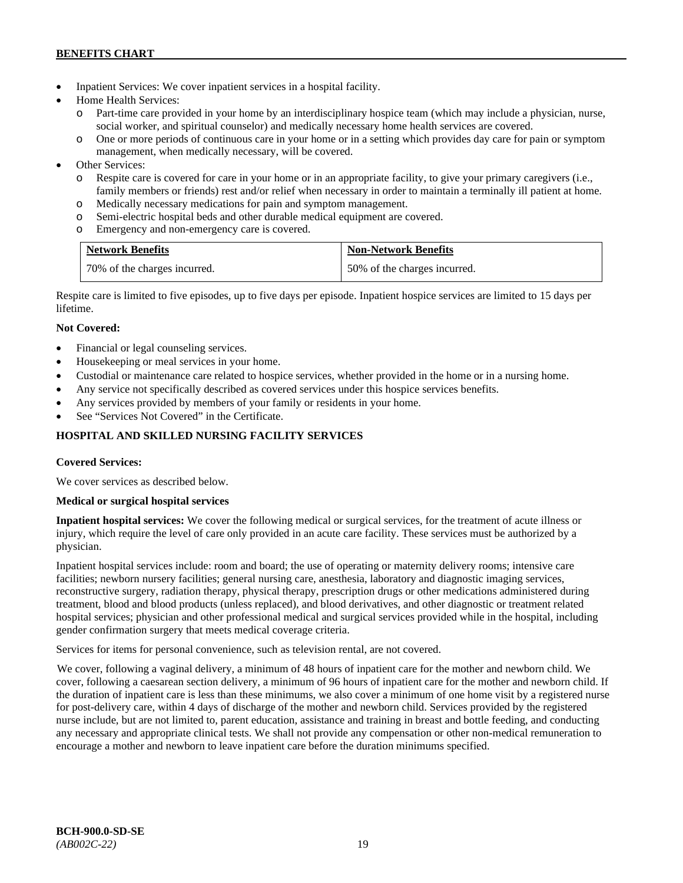- Inpatient Services: We cover inpatient services in a hospital facility.
- Home Health Services:
  - Part-time care provided in your home by an interdisciplinary hospice team (which may include a physician, nurse, social worker, and spiritual counselor) and medically necessary home health services are covered.
  - One or more periods of continuous care in your home or in a setting which provides day care for pain or symptom management, when medically necessary, will be covered.
- Other Services:
  - Respite care is covered for care in your home or in an appropriate facility, to give your primary caregivers (i.e., family members or friends) rest and/or relief when necessary in order to maintain a terminally ill patient at home.
  - Medically necessary medications for pain and symptom management.
  - Semi-electric hospital beds and other durable medical equipment are covered.
  - Emergency and non-emergency care is covered.

| Network Benefits | Non-Network Benefits |
|---|---|
| 70% of the charges incurred. | 50% of the charges incurred. |

Respite care is limited to five episodes, up to five days per episode. Inpatient hospice services are limited to 15 days per lifetime.

**Not Covered:**

- Financial or legal counseling services.
- Housekeeping or meal services in your home.
- Custodial or maintenance care related to hospice services, whether provided in the home or in a nursing home.
- Any service not specifically described as covered services under this hospice services benefits.
- Any services provided by members of your family or residents in your home.
- See "Services Not Covered" in the Certificate.

## HOSPITAL AND SKILLED NURSING FACILITY SERVICES

**Covered Services:**

We cover services as described below.

**Medical or surgical hospital services**

**Inpatient hospital services:** We cover the following medical or surgical services, for the treatment of acute illness or injury, which require the level of care only provided in an acute care facility. These services must be authorized by a physician.

Inpatient hospital services include: room and board; the use of operating or maternity delivery rooms; intensive care facilities; newborn nursery facilities; general nursing care, anesthesia, laboratory and diagnostic imaging services, reconstructive surgery, radiation therapy, physical therapy, prescription drugs or other medications administered during treatment, blood and blood products (unless replaced), and blood derivatives, and other diagnostic or treatment related hospital services; physician and other professional medical and surgical services provided while in the hospital, including gender confirmation surgery that meets medical coverage criteria.

Services for items for personal convenience, such as television rental, are not covered.

We cover, following a vaginal delivery, a minimum of 48 hours of inpatient care for the mother and newborn child. We cover, following a caesarean section delivery, a minimum of 96 hours of inpatient care for the mother and newborn child. If the duration of inpatient care is less than these minimums, we also cover a minimum of one home visit by a registered nurse for post-delivery care, within 4 days of discharge of the mother and newborn child. Services provided by the registered nurse include, but are not limited to, parent education, assistance and training in breast and bottle feeding, and conducting any necessary and appropriate clinical tests. We shall not provide any compensation or other non-medical remuneration to encourage a mother and newborn to leave inpatient care before the duration minimums specified.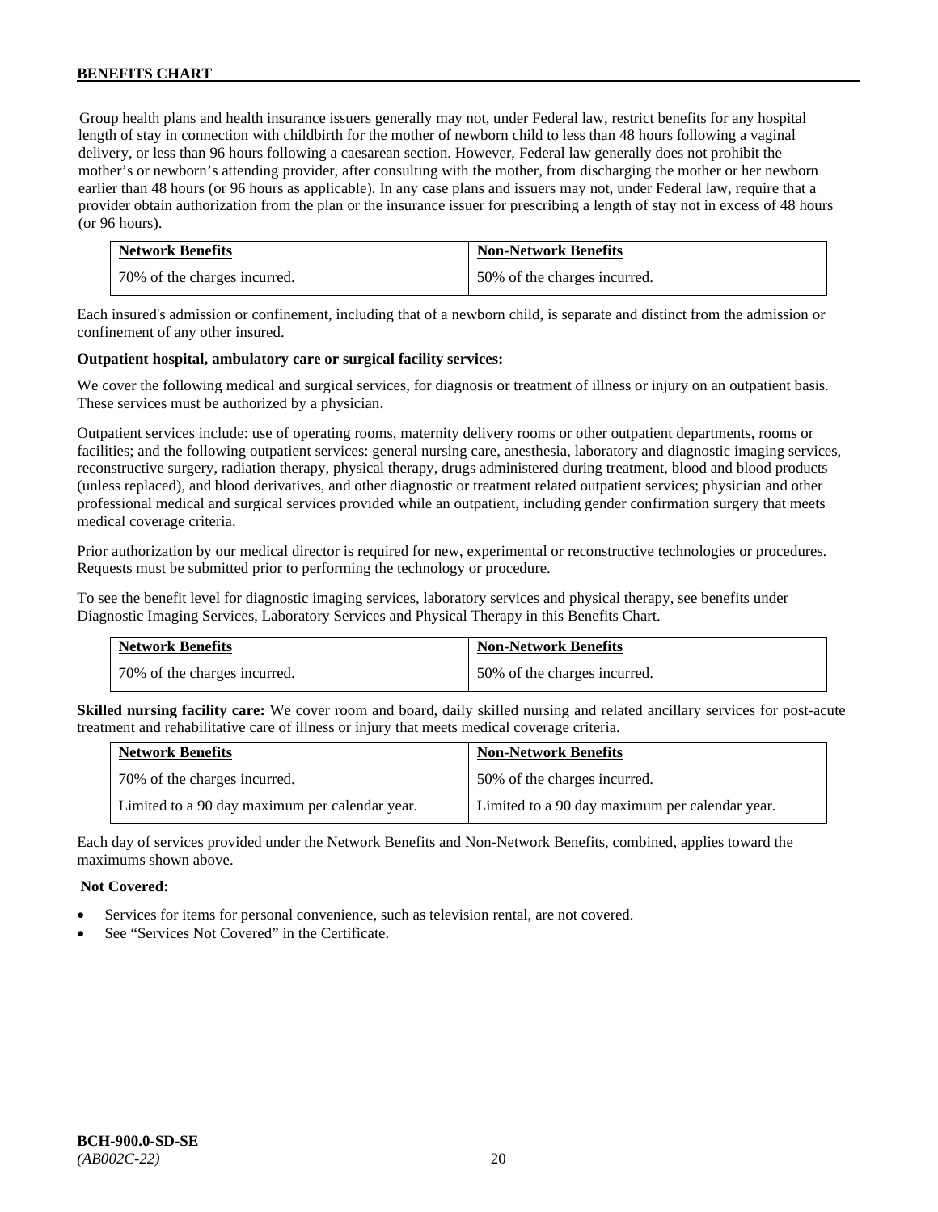Group health plans and health insurance issuers generally may not, under Federal law, restrict benefits for any hospital length of stay in connection with childbirth for the mother of newborn child to less than 48 hours following a vaginal delivery, or less than 96 hours following a caesarean section. However, Federal law generally does not prohibit the mother's or newborn's attending provider, after consulting with the mother, from discharging the mother or her newborn earlier than 48 hours (or 96 hours as applicable). In any case plans and issuers may not, under Federal law, require that a provider obtain authorization from the plan or the insurance issuer for prescribing a length of stay not in excess of 48 hours (or 96 hours).

| Network Benefits | Non-Network Benefits |
|---|---|
| 70% of the charges incurred. | 50% of the charges incurred. |

Each insured's admission or confinement, including that of a newborn child, is separate and distinct from the admission or confinement of any other insured.

**Outpatient hospital, ambulatory care or surgical facility services:**

We cover the following medical and surgical services, for diagnosis or treatment of illness or injury on an outpatient basis. These services must be authorized by a physician.

Outpatient services include: use of operating rooms, maternity delivery rooms or other outpatient departments, rooms or facilities; and the following outpatient services: general nursing care, anesthesia, laboratory and diagnostic imaging services, reconstructive surgery, radiation therapy, physical therapy, drugs administered during treatment, blood and blood products (unless replaced), and blood derivatives, and other diagnostic or treatment related outpatient services; physician and other professional medical and surgical services provided while an outpatient, including gender confirmation surgery that meets medical coverage criteria.

Prior authorization by our medical director is required for new, experimental or reconstructive technologies or procedures. Requests must be submitted prior to performing the technology or procedure.

To see the benefit level for diagnostic imaging services, laboratory services and physical therapy, see benefits under Diagnostic Imaging Services, Laboratory Services and Physical Therapy in this Benefits Chart.

| Network Benefits | Non-Network Benefits |
|---|---|
| 70% of the charges incurred. | 50% of the charges incurred. |

**Skilled nursing facility care:** We cover room and board, daily skilled nursing and related ancillary services for post-acute treatment and rehabilitative care of illness or injury that meets medical coverage criteria.

| Network Benefits | Non-Network Benefits |
|---|---|
| 70% of the charges incurred. | 50% of the charges incurred. |
| Limited to a 90 day maximum per calendar year. | Limited to a 90 day maximum per calendar year. |

Each day of services provided under the Network Benefits and Non-Network Benefits, combined, applies toward the maximums shown above.

**Not Covered:**

- Services for items for personal convenience, such as television rental, are not covered.
- See "Services Not Covered" in the Certificate.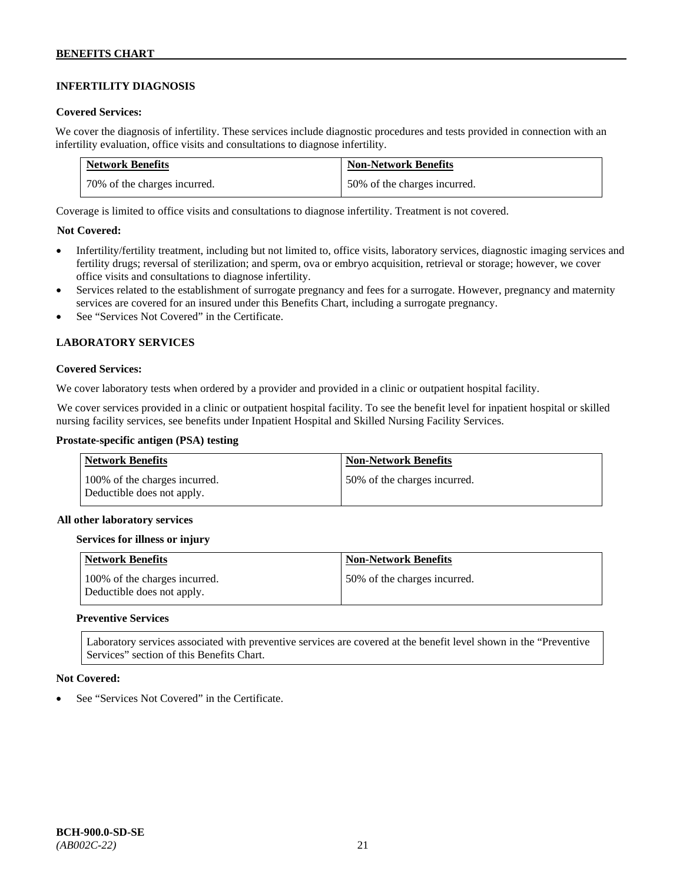## INFERTILITY DIAGNOSIS

**Covered Services:**

We cover the diagnosis of infertility. These services include diagnostic procedures and tests provided in connection with an infertility evaluation, office visits and consultations to diagnose infertility.

| Network Benefits | Non-Network Benefits |
|---|---|
| 70% of the charges incurred. | 50% of the charges incurred. |

Coverage is limited to office visits and consultations to diagnose infertility. Treatment is not covered.

**Not Covered:**

- Infertility/fertility treatment, including but not limited to, office visits, laboratory services, diagnostic imaging services and fertility drugs; reversal of sterilization; and sperm, ova or embryo acquisition, retrieval or storage; however, we cover office visits and consultations to diagnose infertility.
- Services related to the establishment of surrogate pregnancy and fees for a surrogate. However, pregnancy and maternity services are covered for an insured under this Benefits Chart, including a surrogate pregnancy.
- See "Services Not Covered" in the Certificate.

## LABORATORY SERVICES

**Covered Services:**

We cover laboratory tests when ordered by a provider and provided in a clinic or outpatient hospital facility.

We cover services provided in a clinic or outpatient hospital facility. To see the benefit level for inpatient hospital or skilled nursing facility services, see benefits under Inpatient Hospital and Skilled Nursing Facility Services.

**Prostate-specific antigen (PSA) testing**

| Network Benefits | Non-Network Benefits |
|---|---|
| 100% of the charges incurred. Deductible does not apply. | 50% of the charges incurred. |

**All other laboratory services**

**Services for illness or injury**

| Network Benefits | Non-Network Benefits |
|---|---|
| 100% of the charges incurred. Deductible does not apply. | 50% of the charges incurred. |

**Preventive Services**

Laboratory services associated with preventive services are covered at the benefit level shown in the "Preventive Services" section of this Benefits Chart.

**Not Covered:**

- See "Services Not Covered" in the Certificate.

**BCH-900.0-SD-SE**
*(AB002C-22)*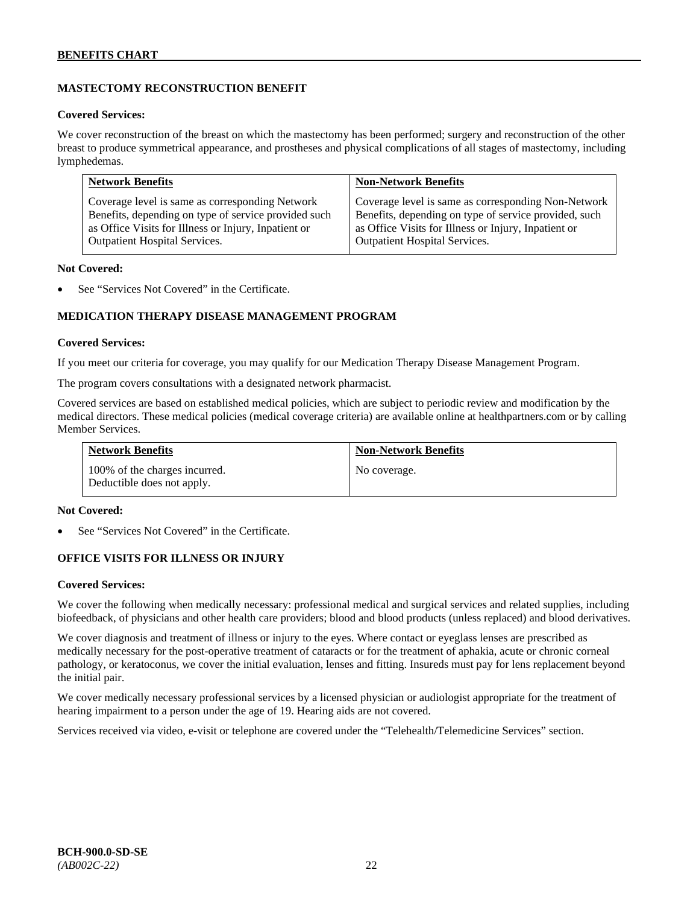## MASTECTOMY RECONSTRUCTION BENEFIT

**Covered Services:**

We cover reconstruction of the breast on which the mastectomy has been performed; surgery and reconstruction of the other breast to produce symmetrical appearance, and prostheses and physical complications of all stages of mastectomy, including lymphedemas.

| Network Benefits | Non-Network Benefits |
|---|---|
| Coverage level is same as corresponding Network Benefits, depending on type of service provided such as Office Visits for Illness or Injury, Inpatient or Outpatient Hospital Services. | Coverage level is same as corresponding Non-Network Benefits, depending on type of service provided, such as Office Visits for Illness or Injury, Inpatient or Outpatient Hospital Services. |

**Not Covered:**

- See "Services Not Covered" in the Certificate.

## MEDICATION THERAPY DISEASE MANAGEMENT PROGRAM

**Covered Services:**

If you meet our criteria for coverage, you may qualify for our Medication Therapy Disease Management Program.

The program covers consultations with a designated network pharmacist.

Covered services are based on established medical policies, which are subject to periodic review and modification by the medical directors. These medical policies (medical coverage criteria) are available online at healthpartners.com or by calling Member Services.

| Network Benefits | Non-Network Benefits |
|---|---|
| 100% of the charges incurred. Deductible does not apply. | No coverage. |

**Not Covered:**

- See "Services Not Covered" in the Certificate.

## OFFICE VISITS FOR ILLNESS OR INJURY

**Covered Services:**

We cover the following when medically necessary: professional medical and surgical services and related supplies, including biofeedback, of physicians and other health care providers; blood and blood products (unless replaced) and blood derivatives.

We cover diagnosis and treatment of illness or injury to the eyes. Where contact or eyeglass lenses are prescribed as medically necessary for the post-operative treatment of cataracts or for the treatment of aphakia, acute or chronic corneal pathology, or keratoconus, we cover the initial evaluation, lenses and fitting. Insureds must pay for lens replacement beyond the initial pair.

We cover medically necessary professional services by a licensed physician or audiologist appropriate for the treatment of hearing impairment to a person under the age of 19. Hearing aids are not covered.

Services received via video, e-visit or telephone are covered under the "Telehealth/Telemedicine Services" section.

**BCH-900.0-SD-SE**
*(AB002C-22)*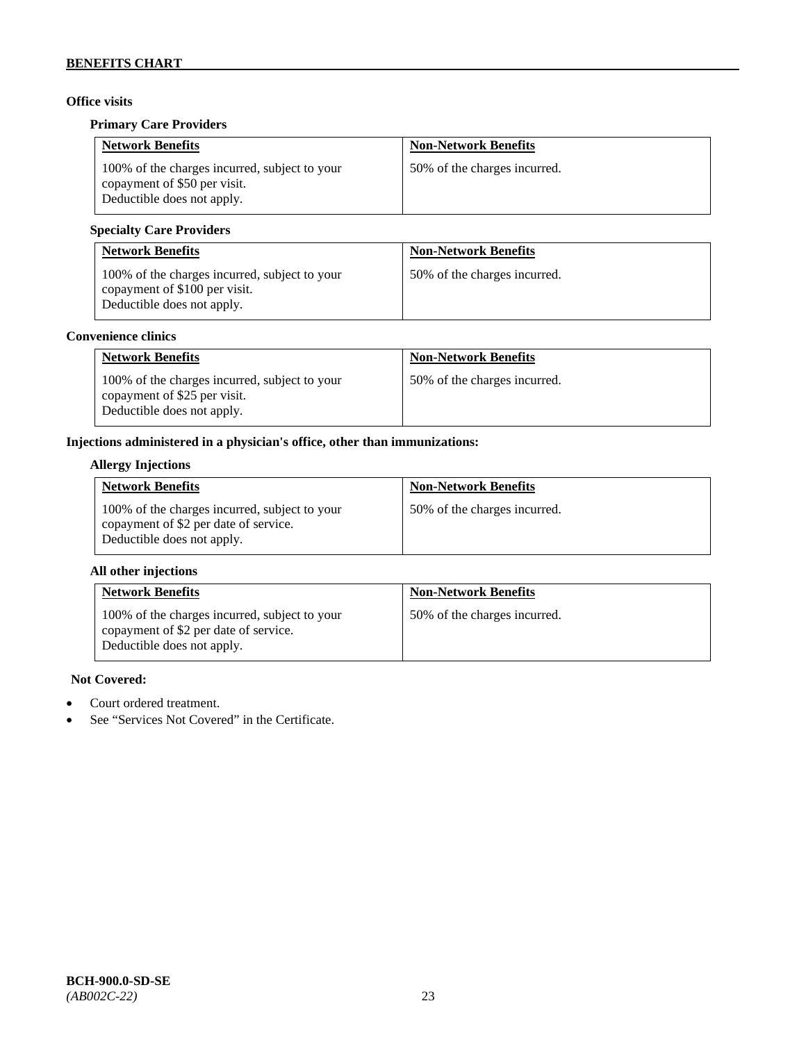**Office visits**

**Primary Care Providers**

| Network Benefits | Non-Network Benefits |
| --- | --- |
| 100% of the charges incurred, subject to your copayment of $50 per visit. Deductible does not apply. | 50% of the charges incurred. |

**Specialty Care Providers**

| Network Benefits | Non-Network Benefits |
| --- | --- |
| 100% of the charges incurred, subject to your copayment of $100 per visit. Deductible does not apply. | 50% of the charges incurred. |

**Convenience clinics**

| Network Benefits | Non-Network Benefits |
| --- | --- |
| 100% of the charges incurred, subject to your copayment of $25 per visit. Deductible does not apply. | 50% of the charges incurred. |

**Injections administered in a physician's office, other than immunizations:**

**Allergy Injections**

| Network Benefits | Non-Network Benefits |
| --- | --- |
| 100% of the charges incurred, subject to your copayment of $2 per date of service. Deductible does not apply. | 50% of the charges incurred. |

**All other injections**

| Network Benefits | Non-Network Benefits |
| --- | --- |
| 100% of the charges incurred, subject to your copayment of $2 per date of service. Deductible does not apply. | 50% of the charges incurred. |

**Not Covered:**

- Court ordered treatment.
- See "Services Not Covered" in the Certificate.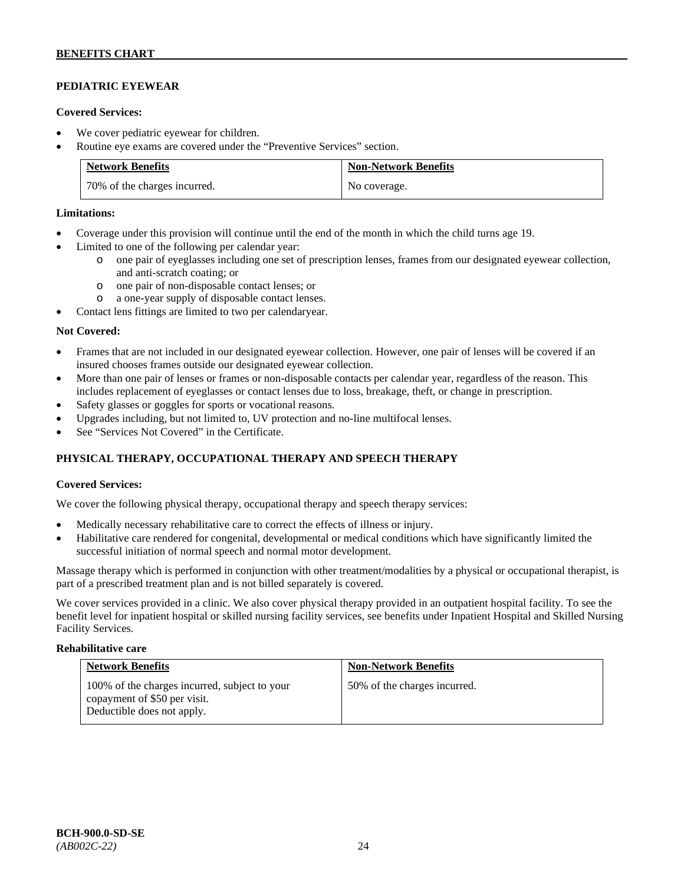## PEDIATRIC EYEWEAR

**Covered Services:**

- We cover pediatric eyewear for children.
- Routine eye exams are covered under the "Preventive Services" section.

| Network Benefits | Non-Network Benefits |
| --- | --- |
| 70% of the charges incurred. | No coverage. |

**Limitations:**

- Coverage under this provision will continue until the end of the month in which the child turns age 19.
- Limited to one of the following per calendar year:
  - one pair of eyeglasses including one set of prescription lenses, frames from our designated eyewear collection, and anti-scratch coating; or
  - one pair of non-disposable contact lenses; or
  - a one-year supply of disposable contact lenses.
- Contact lens fittings are limited to two per calendaryear.

**Not Covered:**

- Frames that are not included in our designated eyewear collection. However, one pair of lenses will be covered if an insured chooses frames outside our designated eyewear collection.
- More than one pair of lenses or frames or non-disposable contacts per calendar year, regardless of the reason. This includes replacement of eyeglasses or contact lenses due to loss, breakage, theft, or change in prescription.
- Safety glasses or goggles for sports or vocational reasons.
- Upgrades including, but not limited to, UV protection and no-line multifocal lenses.
- See "Services Not Covered" in the Certificate.

## PHYSICAL THERAPY, OCCUPATIONAL THERAPY AND SPEECH THERAPY

**Covered Services:**

We cover the following physical therapy, occupational therapy and speech therapy services:

- Medically necessary rehabilitative care to correct the effects of illness or injury.
- Habilitative care rendered for congenital, developmental or medical conditions which have significantly limited the successful initiation of normal speech and normal motor development.

Massage therapy which is performed in conjunction with other treatment/modalities by a physical or occupational therapist, is part of a prescribed treatment plan and is not billed separately is covered.

We cover services provided in a clinic. We also cover physical therapy provided in an outpatient hospital facility. To see the benefit level for inpatient hospital or skilled nursing facility services, see benefits under Inpatient Hospital and Skilled Nursing Facility Services.

**Rehabilitative care**

| Network Benefits | Non-Network Benefits |
| --- | --- |
| 100% of the charges incurred, subject to your copayment of $50 per visit. Deductible does not apply. | 50% of the charges incurred. |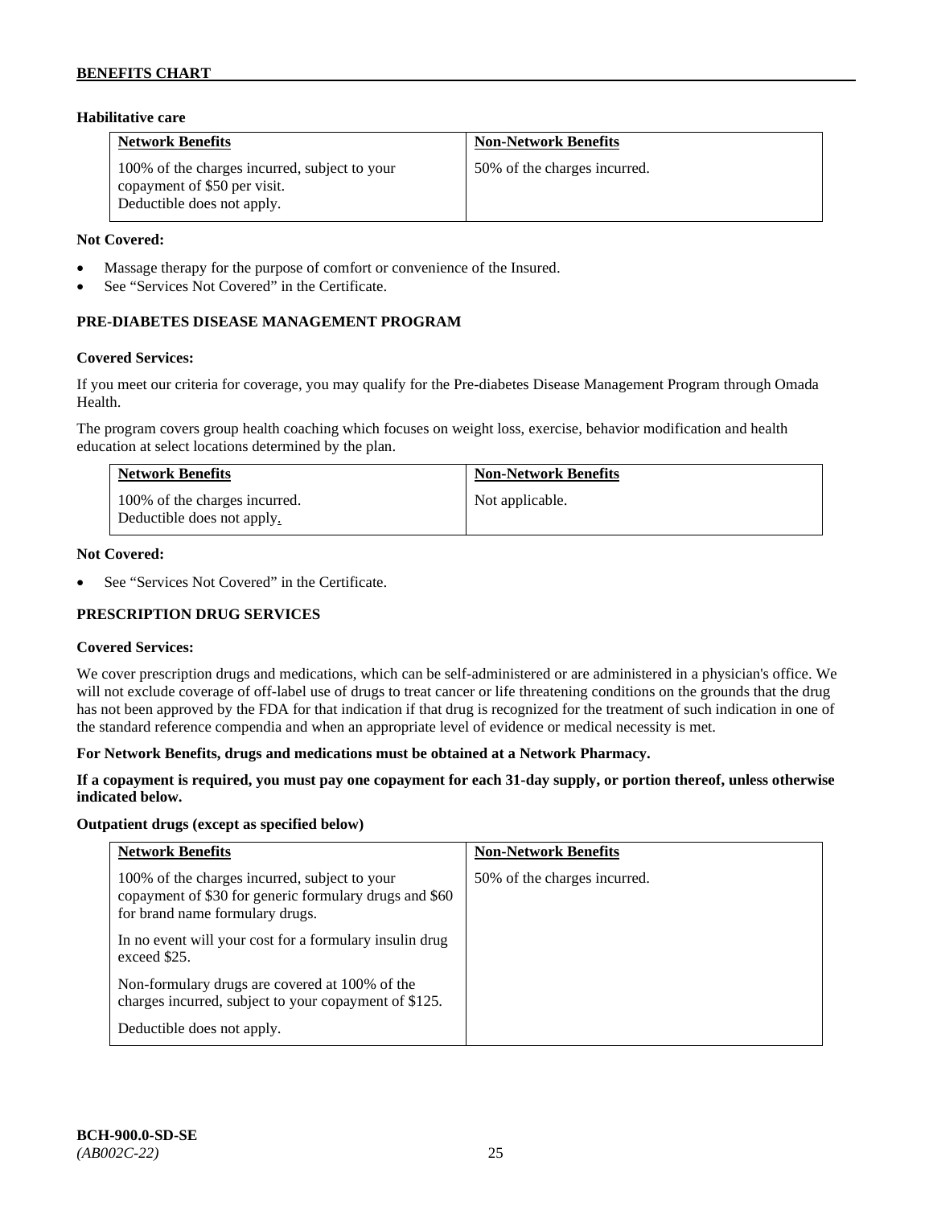### Habilitative care

| Network Benefits | Non-Network Benefits |
|---|---|
| 100% of the charges incurred, subject to your copayment of $50 per visit. Deductible does not apply. | 50% of the charges incurred. |

**Not Covered:**

- Massage therapy for the purpose of comfort or convenience of the Insured.
- See "Services Not Covered" in the Certificate.

## PRE-DIABETES DISEASE MANAGEMENT PROGRAM

**Covered Services:**

If you meet our criteria for coverage, you may qualify for the Pre-diabetes Disease Management Program through Omada Health.

The program covers group health coaching which focuses on weight loss, exercise, behavior modification and health education at select locations determined by the plan.

| Network Benefits | Non-Network Benefits |
|---|---|
| 100% of the charges incurred. Deductible does not apply. | Not applicable. |

**Not Covered:**

- See "Services Not Covered" in the Certificate.

## PRESCRIPTION DRUG SERVICES

**Covered Services:**

We cover prescription drugs and medications, which can be self-administered or are administered in a physician's office. We will not exclude coverage of off-label use of drugs to treat cancer or life threatening conditions on the grounds that the drug has not been approved by the FDA for that indication if that drug is recognized for the treatment of such indication in one of the standard reference compendia and when an appropriate level of evidence or medical necessity is met.

**For Network Benefits, drugs and medications must be obtained at a Network Pharmacy.**

**If a copayment is required, you must pay one copayment for each 31-day supply, or portion thereof, unless otherwise indicated below.**

**Outpatient drugs (except as specified below)**

| Network Benefits | Non-Network Benefits |
|---|---|
| 100% of the charges incurred, subject to your copayment of $30 for generic formulary drugs and $60 for brand name formulary drugs.<br><br>In no event will your cost for a formulary insulin drug exceed $25.<br><br>Non-formulary drugs are covered at 100% of the charges incurred, subject to your copayment of $125.<br><br>Deductible does not apply. | 50% of the charges incurred. |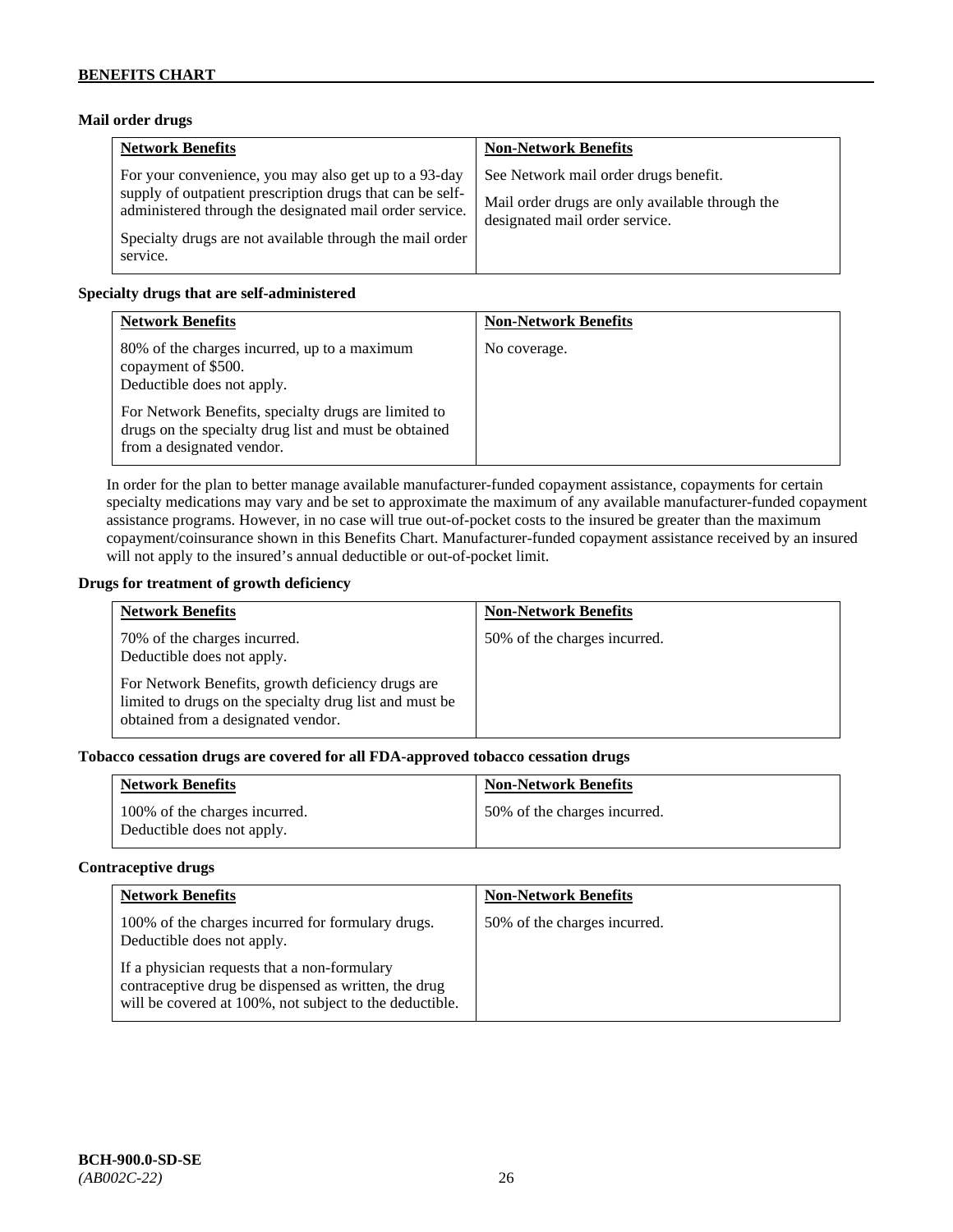**Mail order drugs**

| Network Benefits | Non-Network Benefits |
|---|---|
| For your convenience, you may also get up to a 93-day supply of outpatient prescription drugs that can be self-administered through the designated mail order service.<br><br>Specialty drugs are not available through the mail order service. | See Network mail order drugs benefit.<br><br>Mail order drugs are only available through the designated mail order service. |

**Specialty drugs that are self-administered**

| Network Benefits | Non-Network Benefits |
|---|---|
| 80% of the charges incurred, up to a maximum copayment of $500.<br>Deductible does not apply.<br><br>For Network Benefits, specialty drugs are limited to drugs on the specialty drug list and must be obtained from a designated vendor. | No coverage. |

In order for the plan to better manage available manufacturer-funded copayment assistance, copayments for certain specialty medications may vary and be set to approximate the maximum of any available manufacturer-funded copayment assistance programs. However, in no case will true out-of-pocket costs to the insured be greater than the maximum copayment/coinsurance shown in this Benefits Chart. Manufacturer-funded copayment assistance received by an insured will not apply to the insured's annual deductible or out-of-pocket limit.

**Drugs for treatment of growth deficiency**

| Network Benefits | Non-Network Benefits |
|---|---|
| 70% of the charges incurred.<br>Deductible does not apply.<br><br>For Network Benefits, growth deficiency drugs are limited to drugs on the specialty drug list and must be obtained from a designated vendor. | 50% of the charges incurred. |

**Tobacco cessation drugs are covered for all FDA-approved tobacco cessation drugs**

| Network Benefits | Non-Network Benefits |
|---|---|
| 100% of the charges incurred.<br>Deductible does not apply. | 50% of the charges incurred. |

**Contraceptive drugs**

| Network Benefits | Non-Network Benefits |
|---|---|
| 100% of the charges incurred for formulary drugs.<br>Deductible does not apply.<br><br>If a physician requests that a non-formulary contraceptive drug be dispensed as written, the drug will be covered at 100%, not subject to the deductible. | 50% of the charges incurred. |

**BCH-900.0-SD-SE**
*(AB002C-22)*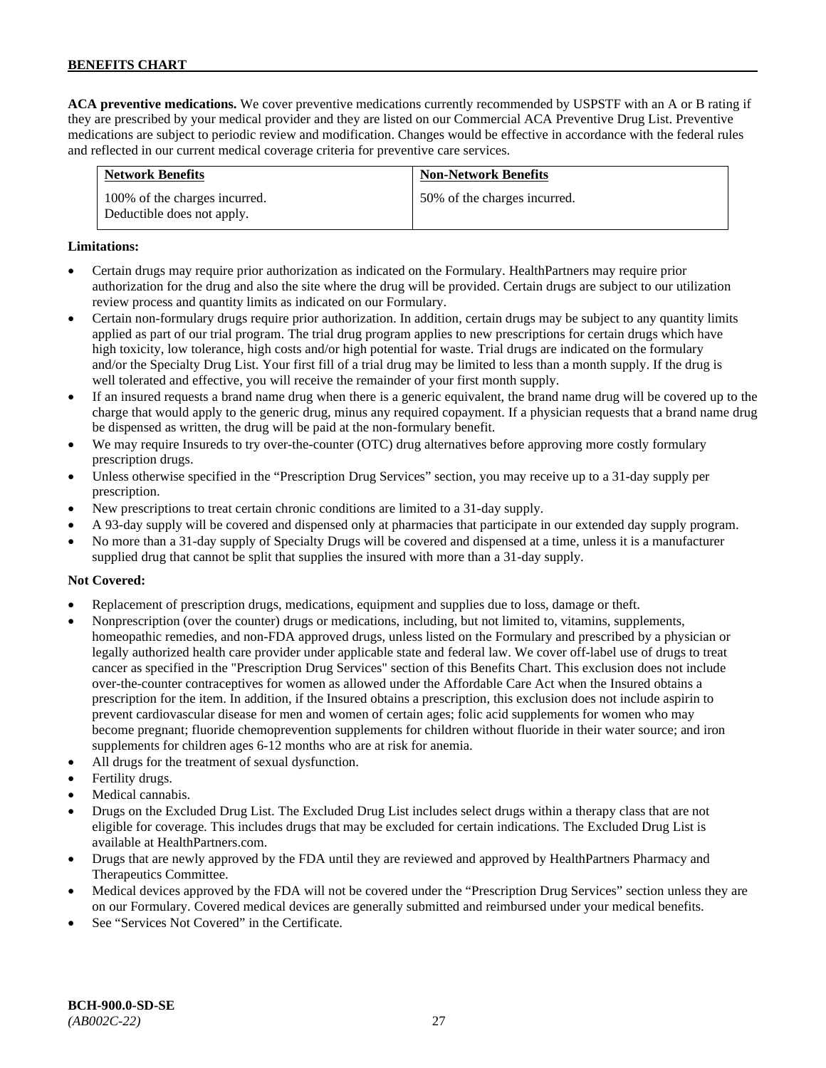**ACA preventive medications.** We cover preventive medications currently recommended by USPSTF with an A or B rating if they are prescribed by your medical provider and they are listed on our Commercial ACA Preventive Drug List. Preventive medications are subject to periodic review and modification. Changes would be effective in accordance with the federal rules and reflected in our current medical coverage criteria for preventive care services.

| Network Benefits | Non-Network Benefits |
| --- | --- |
| 100% of the charges incurred. Deductible does not apply. | 50% of the charges incurred. |

**Limitations:**

- Certain drugs may require prior authorization as indicated on the Formulary. HealthPartners may require prior authorization for the drug and also the site where the drug will be provided. Certain drugs are subject to our utilization review process and quantity limits as indicated on our Formulary.
- Certain non-formulary drugs require prior authorization. In addition, certain drugs may be subject to any quantity limits applied as part of our trial program. The trial drug program applies to new prescriptions for certain drugs which have high toxicity, low tolerance, high costs and/or high potential for waste. Trial drugs are indicated on the formulary and/or the Specialty Drug List. Your first fill of a trial drug may be limited to less than a month supply. If the drug is well tolerated and effective, you will receive the remainder of your first month supply.
- If an insured requests a brand name drug when there is a generic equivalent, the brand name drug will be covered up to the charge that would apply to the generic drug, minus any required copayment. If a physician requests that a brand name drug be dispensed as written, the drug will be paid at the non-formulary benefit.
- We may require Insureds to try over-the-counter (OTC) drug alternatives before approving more costly formulary prescription drugs.
- Unless otherwise specified in the "Prescription Drug Services" section, you may receive up to a 31-day supply per prescription.
- New prescriptions to treat certain chronic conditions are limited to a 31-day supply.
- A 93-day supply will be covered and dispensed only at pharmacies that participate in our extended day supply program.
- No more than a 31-day supply of Specialty Drugs will be covered and dispensed at a time, unless it is a manufacturer supplied drug that cannot be split that supplies the insured with more than a 31-day supply.

**Not Covered:**

- Replacement of prescription drugs, medications, equipment and supplies due to loss, damage or theft.
- Nonprescription (over the counter) drugs or medications, including, but not limited to, vitamins, supplements, homeopathic remedies, and non-FDA approved drugs, unless listed on the Formulary and prescribed by a physician or legally authorized health care provider under applicable state and federal law. We cover off-label use of drugs to treat cancer as specified in the "Prescription Drug Services" section of this Benefits Chart. This exclusion does not include over-the-counter contraceptives for women as allowed under the Affordable Care Act when the Insured obtains a prescription for the item. In addition, if the Insured obtains a prescription, this exclusion does not include aspirin to prevent cardiovascular disease for men and women of certain ages; folic acid supplements for women who may become pregnant; fluoride chemoprevention supplements for children without fluoride in their water source; and iron supplements for children ages 6-12 months who are at risk for anemia.
- All drugs for the treatment of sexual dysfunction.
- Fertility drugs.
- Medical cannabis.
- Drugs on the Excluded Drug List. The Excluded Drug List includes select drugs within a therapy class that are not eligible for coverage. This includes drugs that may be excluded for certain indications. The Excluded Drug List is available at HealthPartners.com.
- Drugs that are newly approved by the FDA until they are reviewed and approved by HealthPartners Pharmacy and Therapeutics Committee.
- Medical devices approved by the FDA will not be covered under the "Prescription Drug Services" section unless they are on our Formulary. Covered medical devices are generally submitted and reimbursed under your medical benefits.
- See "Services Not Covered" in the Certificate.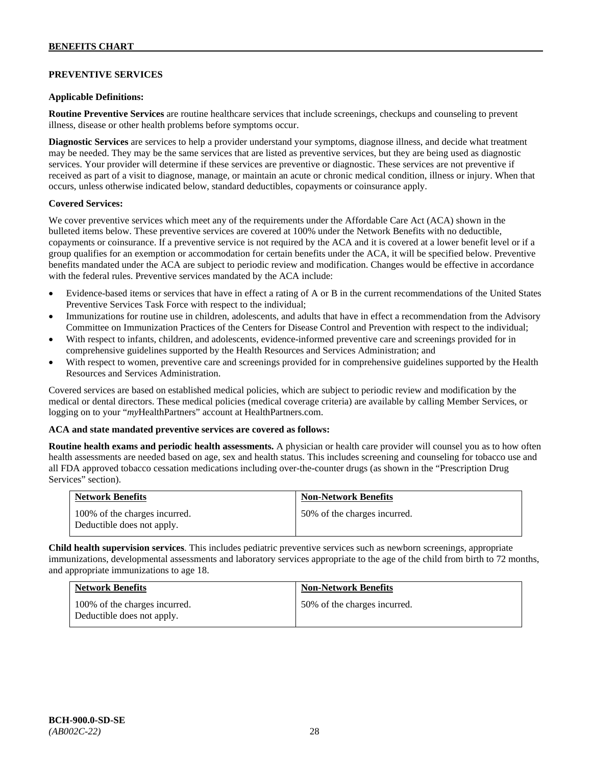**BENEFITS CHART**

## PREVENTIVE SERVICES

**Applicable Definitions:**

**Routine Preventive Services** are routine healthcare services that include screenings, checkups and counseling to prevent illness, disease or other health problems before symptoms occur.

**Diagnostic Services** are services to help a provider understand your symptoms, diagnose illness, and decide what treatment may be needed. They may be the same services that are listed as preventive services, but they are being used as diagnostic services. Your provider will determine if these services are preventive or diagnostic. These services are not preventive if received as part of a visit to diagnose, manage, or maintain an acute or chronic medical condition, illness or injury. When that occurs, unless otherwise indicated below, standard deductibles, copayments or coinsurance apply.

**Covered Services:**

We cover preventive services which meet any of the requirements under the Affordable Care Act (ACA) shown in the bulleted items below. These preventive services are covered at 100% under the Network Benefits with no deductible, copayments or coinsurance. If a preventive service is not required by the ACA and it is covered at a lower benefit level or if a group qualifies for an exemption or accommodation for certain benefits under the ACA, it will be specified below. Preventive benefits mandated under the ACA are subject to periodic review and modification. Changes would be effective in accordance with the federal rules. Preventive services mandated by the ACA include:

- Evidence-based items or services that have in effect a rating of A or B in the current recommendations of the United States Preventive Services Task Force with respect to the individual;
- Immunizations for routine use in children, adolescents, and adults that have in effect a recommendation from the Advisory Committee on Immunization Practices of the Centers for Disease Control and Prevention with respect to the individual;
- With respect to infants, children, and adolescents, evidence-informed preventive care and screenings provided for in comprehensive guidelines supported by the Health Resources and Services Administration; and
- With respect to women, preventive care and screenings provided for in comprehensive guidelines supported by the Health Resources and Services Administration.

Covered services are based on established medical policies, which are subject to periodic review and modification by the medical or dental directors. These medical policies (medical coverage criteria) are available by calling Member Services, or logging on to your "*my*HealthPartners" account at HealthPartners.com.

**ACA and state mandated preventive services are covered as follows:**

**Routine health exams and periodic health assessments.** A physician or health care provider will counsel you as to how often health assessments are needed based on age, sex and health status. This includes screening and counseling for tobacco use and all FDA approved tobacco cessation medications including over-the-counter drugs (as shown in the "Prescription Drug Services" section).

| Network Benefits | Non-Network Benefits |
|---|---|
| 100% of the charges incurred. Deductible does not apply. | 50% of the charges incurred. |

**Child health supervision services**. This includes pediatric preventive services such as newborn screenings, appropriate immunizations, developmental assessments and laboratory services appropriate to the age of the child from birth to 72 months, and appropriate immunizations to age 18.

| Network Benefits | Non-Network Benefits |
|---|---|
| 100% of the charges incurred. Deductible does not apply. | 50% of the charges incurred. |

**BCH-900.0-SD-SE**
*(AB002C-22)*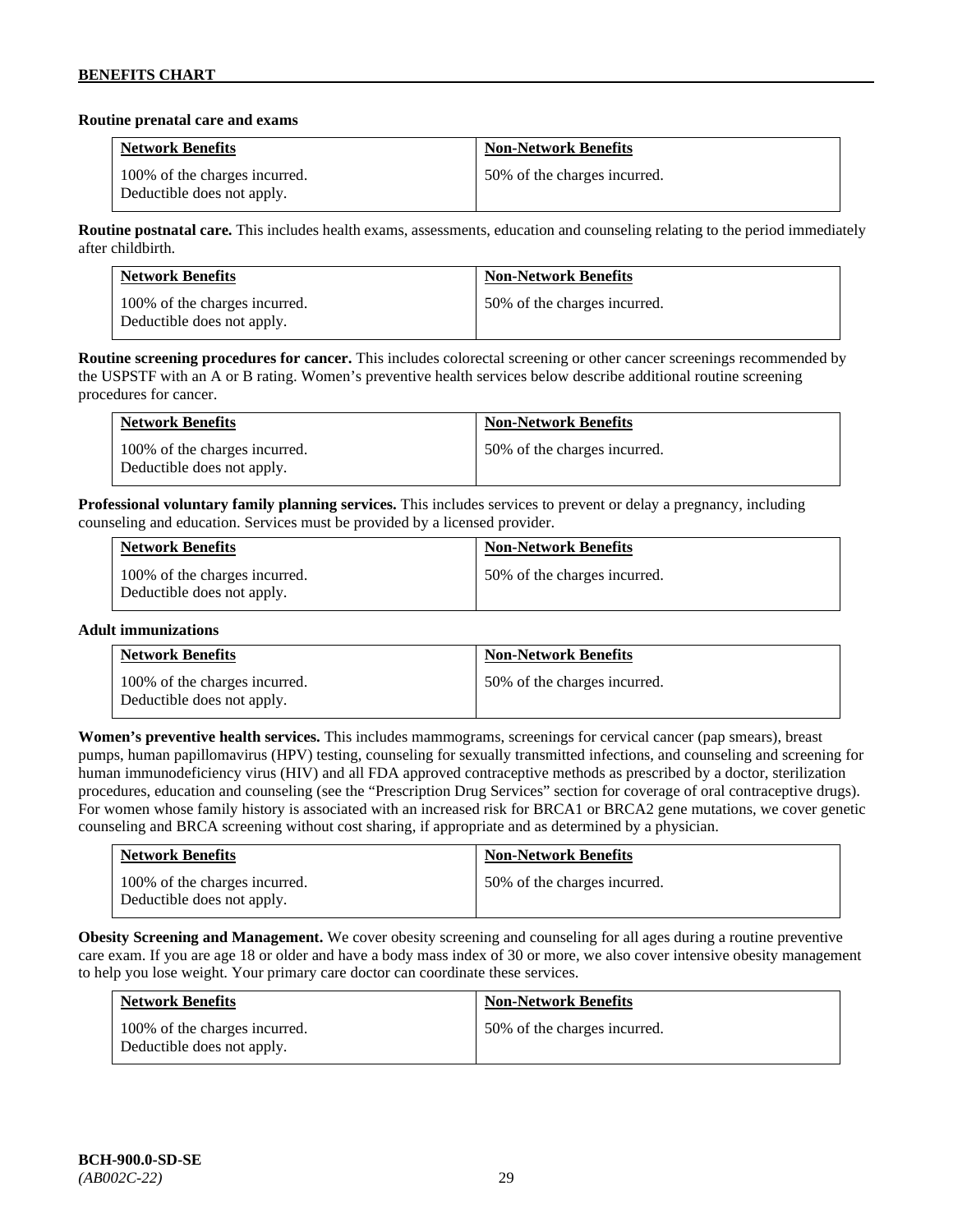**Routine prenatal care and exams**

| Network Benefits | Non-Network Benefits |
| --- | --- |
| 100% of the charges incurred. Deductible does not apply. | 50% of the charges incurred. |

**Routine postnatal care.** This includes health exams, assessments, education and counseling relating to the period immediately after childbirth.

| Network Benefits | Non-Network Benefits |
| --- | --- |
| 100% of the charges incurred. Deductible does not apply. | 50% of the charges incurred. |

**Routine screening procedures for cancer.** This includes colorectal screening or other cancer screenings recommended by the USPSTF with an A or B rating. Women's preventive health services below describe additional routine screening procedures for cancer.

| Network Benefits | Non-Network Benefits |
| --- | --- |
| 100% of the charges incurred. Deductible does not apply. | 50% of the charges incurred. |

**Professional voluntary family planning services.** This includes services to prevent or delay a pregnancy, including counseling and education. Services must be provided by a licensed provider.

| Network Benefits | Non-Network Benefits |
| --- | --- |
| 100% of the charges incurred. Deductible does not apply. | 50% of the charges incurred. |

**Adult immunizations**

| Network Benefits | Non-Network Benefits |
| --- | --- |
| 100% of the charges incurred. Deductible does not apply. | 50% of the charges incurred. |

**Women's preventive health services.** This includes mammograms, screenings for cervical cancer (pap smears), breast pumps, human papillomavirus (HPV) testing, counseling for sexually transmitted infections, and counseling and screening for human immunodeficiency virus (HIV) and all FDA approved contraceptive methods as prescribed by a doctor, sterilization procedures, education and counseling (see the "Prescription Drug Services" section for coverage of oral contraceptive drugs). For women whose family history is associated with an increased risk for BRCA1 or BRCA2 gene mutations, we cover genetic counseling and BRCA screening without cost sharing, if appropriate and as determined by a physician.

| Network Benefits | Non-Network Benefits |
| --- | --- |
| 100% of the charges incurred. Deductible does not apply. | 50% of the charges incurred. |

**Obesity Screening and Management.** We cover obesity screening and counseling for all ages during a routine preventive care exam. If you are age 18 or older and have a body mass index of 30 or more, we also cover intensive obesity management to help you lose weight. Your primary care doctor can coordinate these services.

| Network Benefits | Non-Network Benefits |
| --- | --- |
| 100% of the charges incurred. Deductible does not apply. | 50% of the charges incurred. |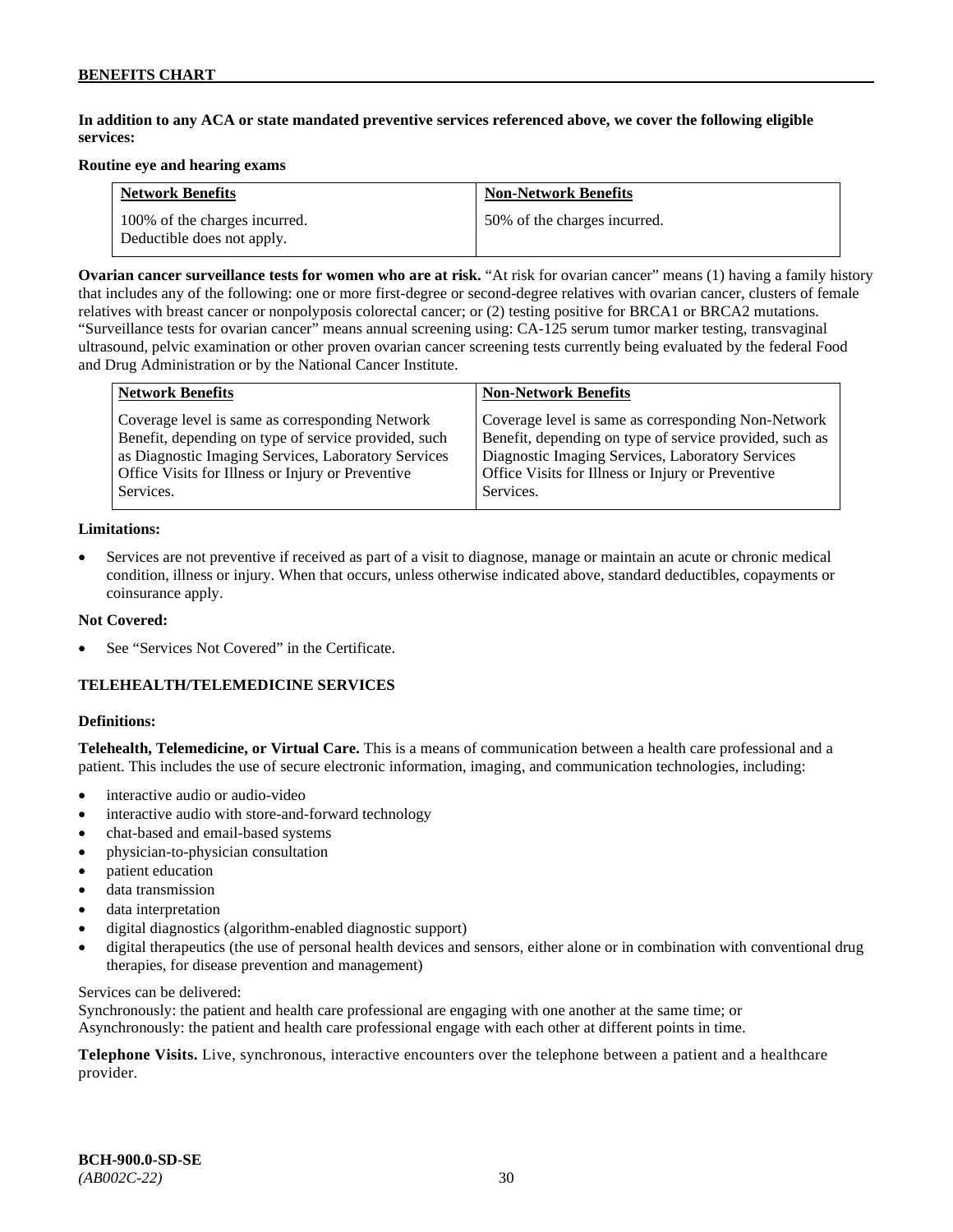In addition to any ACA or state mandated preventive services referenced above, we cover the following eligible services:

**Routine eye and hearing exams**

| Network Benefits | Non-Network Benefits |
|---|---|
| 100% of the charges incurred. Deductible does not apply. | 50% of the charges incurred. |

**Ovarian cancer surveillance tests for women who are at risk.** "At risk for ovarian cancer" means (1) having a family history that includes any of the following: one or more first-degree or second-degree relatives with ovarian cancer, clusters of female relatives with breast cancer or nonpolyposis colorectal cancer; or (2) testing positive for BRCA1 or BRCA2 mutations. "Surveillance tests for ovarian cancer" means annual screening using: CA-125 serum tumor marker testing, transvaginal ultrasound, pelvic examination or other proven ovarian cancer screening tests currently being evaluated by the federal Food and Drug Administration or by the National Cancer Institute.

| Network Benefits | Non-Network Benefits |
|---|---|
| Coverage level is same as corresponding Network Benefit, depending on type of service provided, such as Diagnostic Imaging Services, Laboratory Services Office Visits for Illness or Injury or Preventive Services. | Coverage level is same as corresponding Non-Network Benefit, depending on type of service provided, such as Diagnostic Imaging Services, Laboratory Services Office Visits for Illness or Injury or Preventive Services. |

**Limitations:**

- Services are not preventive if received as part of a visit to diagnose, manage or maintain an acute or chronic medical condition, illness or injury. When that occurs, unless otherwise indicated above, standard deductibles, copayments or coinsurance apply.

**Not Covered:**

- See "Services Not Covered" in the Certificate.

## TELEHEALTH/TELEMEDICINE SERVICES

**Definitions:**

**Telehealth, Telemedicine, or Virtual Care.** This is a means of communication between a health care professional and a patient. This includes the use of secure electronic information, imaging, and communication technologies, including:

- interactive audio or audio-video
- interactive audio with store-and-forward technology
- chat-based and email-based systems
- physician-to-physician consultation
- patient education
- data transmission
- data interpretation
- digital diagnostics (algorithm-enabled diagnostic support)
- digital therapeutics (the use of personal health devices and sensors, either alone or in combination with conventional drug therapies, for disease prevention and management)

Services can be delivered:
Synchronously: the patient and health care professional are engaging with one another at the same time; or
Asynchronously: the patient and health care professional engage with each other at different points in time.

**Telephone Visits.** Live, synchronous, interactive encounters over the telephone between a patient and a healthcare provider.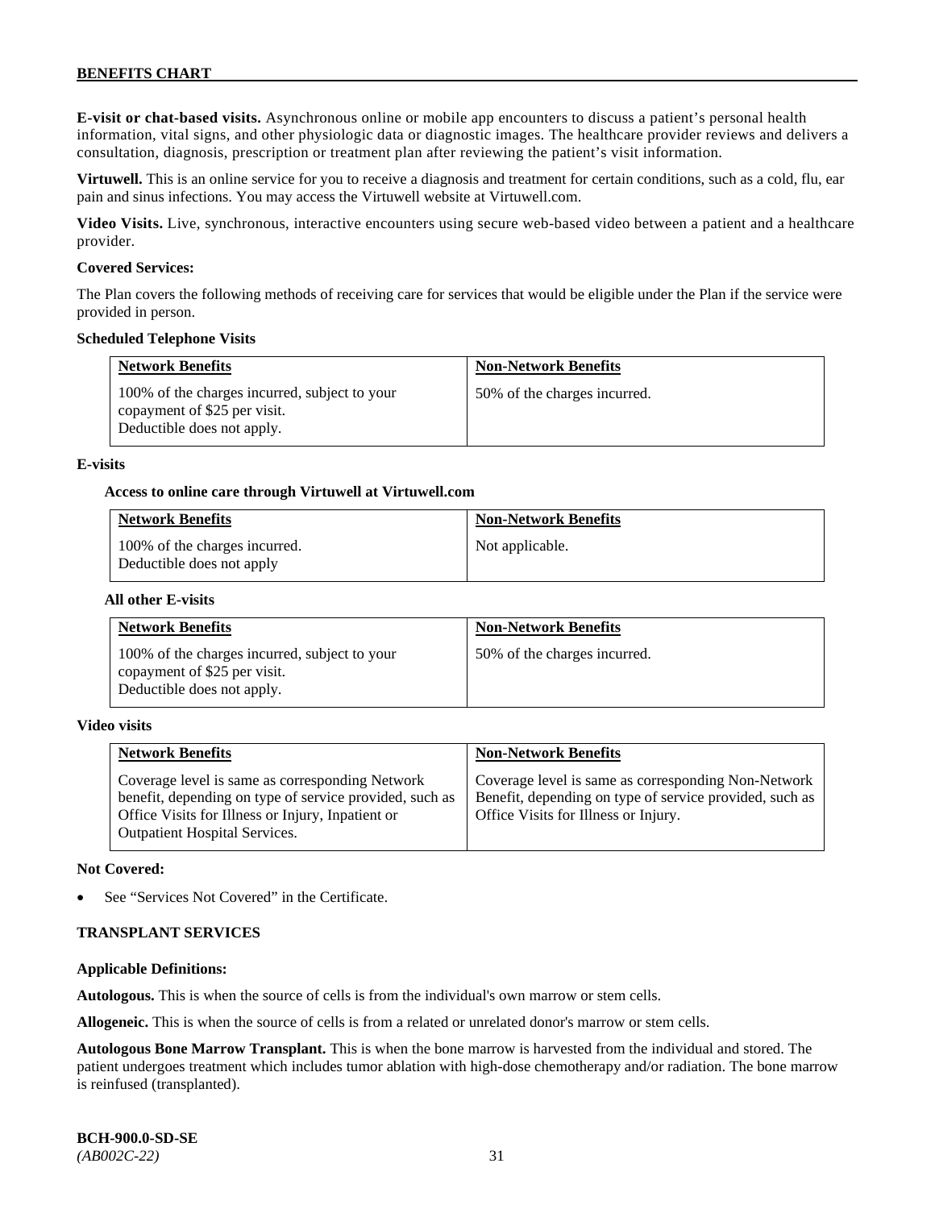**E-visit or chat-based visits.** Asynchronous online or mobile app encounters to discuss a patient's personal health information, vital signs, and other physiologic data or diagnostic images. The healthcare provider reviews and delivers a consultation, diagnosis, prescription or treatment plan after reviewing the patient's visit information.

**Virtuwell.** This is an online service for you to receive a diagnosis and treatment for certain conditions, such as a cold, flu, ear pain and sinus infections. You may access the Virtuwell website at Virtuwell.com.

**Video Visits.** Live, synchronous, interactive encounters using secure web-based video between a patient and a healthcare provider.

**Covered Services:**

The Plan covers the following methods of receiving care for services that would be eligible under the Plan if the service were provided in person.

**Scheduled Telephone Visits**

| Network Benefits | Non-Network Benefits |
|---|---|
| 100% of the charges incurred, subject to your copayment of $25 per visit. Deductible does not apply. | 50% of the charges incurred. |

**E-visits**

**Access to online care through Virtuwell at Virtuwell.com**

| Network Benefits | Non-Network Benefits |
|---|---|
| 100% of the charges incurred. Deductible does not apply | Not applicable. |

**All other E-visits**

| Network Benefits | Non-Network Benefits |
|---|---|
| 100% of the charges incurred, subject to your copayment of $25 per visit. Deductible does not apply. | 50% of the charges incurred. |

**Video visits**

| Network Benefits | Non-Network Benefits |
|---|---|
| Coverage level is same as corresponding Network benefit, depending on type of service provided, such as Office Visits for Illness or Injury, Inpatient or Outpatient Hospital Services. | Coverage level is same as corresponding Non-Network Benefit, depending on type of service provided, such as Office Visits for Illness or Injury. |

**Not Covered:**

- See "Services Not Covered" in the Certificate.

**TRANSPLANT SERVICES**

**Applicable Definitions:**

**Autologous.** This is when the source of cells is from the individual's own marrow or stem cells.

**Allogeneic.** This is when the source of cells is from a related or unrelated donor's marrow or stem cells.

**Autologous Bone Marrow Transplant.** This is when the bone marrow is harvested from the individual and stored. The patient undergoes treatment which includes tumor ablation with high-dose chemotherapy and/or radiation. The bone marrow is reinfused (transplanted).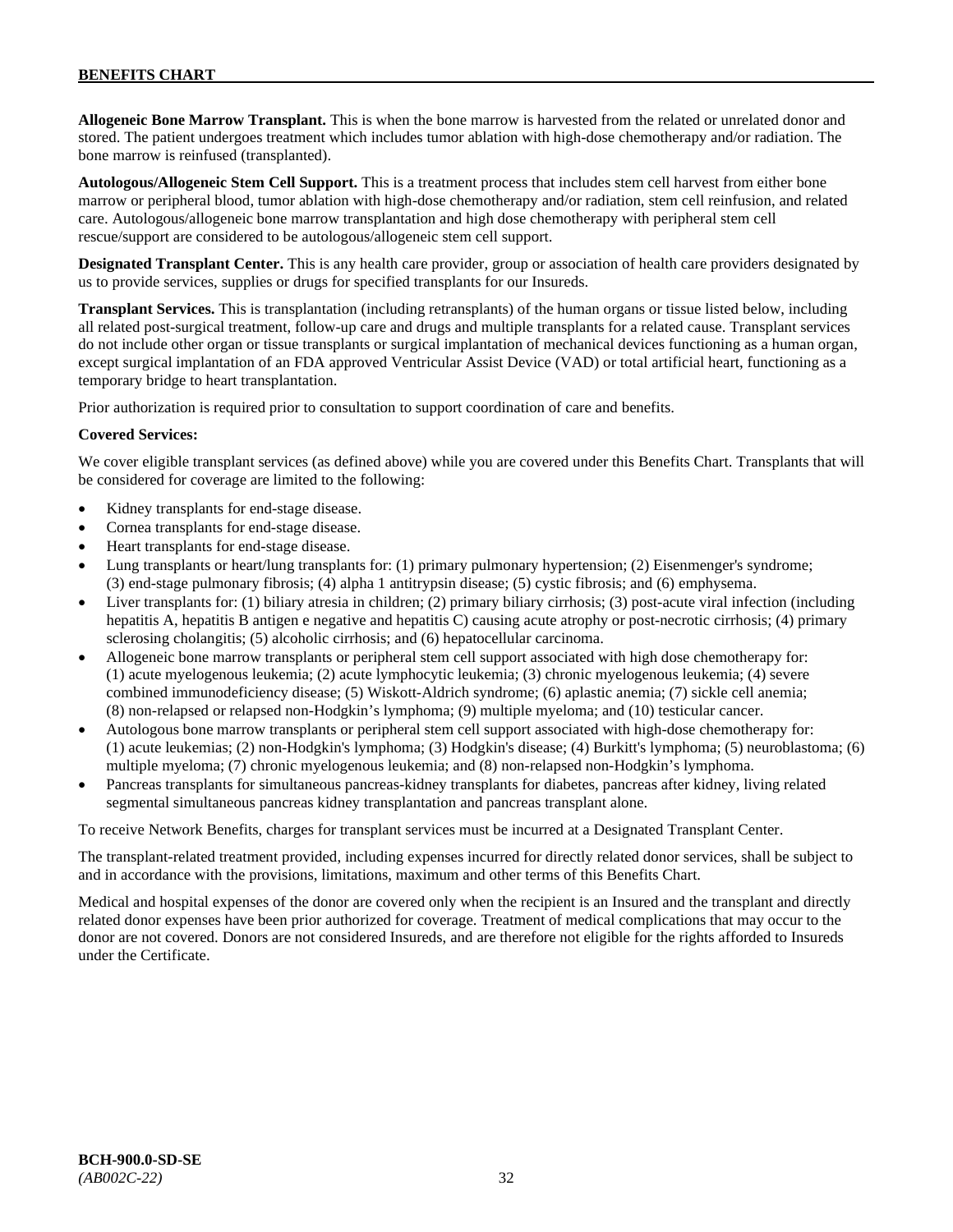**Allogeneic Bone Marrow Transplant.** This is when the bone marrow is harvested from the related or unrelated donor and stored. The patient undergoes treatment which includes tumor ablation with high-dose chemotherapy and/or radiation. The bone marrow is reinfused (transplanted).

**Autologous/Allogeneic Stem Cell Support.** This is a treatment process that includes stem cell harvest from either bone marrow or peripheral blood, tumor ablation with high-dose chemotherapy and/or radiation, stem cell reinfusion, and related care. Autologous/allogeneic bone marrow transplantation and high dose chemotherapy with peripheral stem cell rescue/support are considered to be autologous/allogeneic stem cell support.

**Designated Transplant Center.** This is any health care provider, group or association of health care providers designated by us to provide services, supplies or drugs for specified transplants for our Insureds.

**Transplant Services.** This is transplantation (including retransplants) of the human organs or tissue listed below, including all related post-surgical treatment, follow-up care and drugs and multiple transplants for a related cause. Transplant services do not include other organ or tissue transplants or surgical implantation of mechanical devices functioning as a human organ, except surgical implantation of an FDA approved Ventricular Assist Device (VAD) or total artificial heart, functioning as a temporary bridge to heart transplantation.

Prior authorization is required prior to consultation to support coordination of care and benefits.

**Covered Services:**

We cover eligible transplant services (as defined above) while you are covered under this Benefits Chart. Transplants that will be considered for coverage are limited to the following:

- Kidney transplants for end-stage disease.
- Cornea transplants for end-stage disease.
- Heart transplants for end-stage disease.
- Lung transplants or heart/lung transplants for: (1) primary pulmonary hypertension; (2) Eisenmenger's syndrome; (3) end-stage pulmonary fibrosis; (4) alpha 1 antitrypsin disease; (5) cystic fibrosis; and (6) emphysema.
- Liver transplants for: (1) biliary atresia in children; (2) primary biliary cirrhosis; (3) post-acute viral infection (including hepatitis A, hepatitis B antigen e negative and hepatitis C) causing acute atrophy or post-necrotic cirrhosis; (4) primary sclerosing cholangitis; (5) alcoholic cirrhosis; and (6) hepatocellular carcinoma.
- Allogeneic bone marrow transplants or peripheral stem cell support associated with high dose chemotherapy for: (1) acute myelogenous leukemia; (2) acute lymphocytic leukemia; (3) chronic myelogenous leukemia; (4) severe combined immunodeficiency disease; (5) Wiskott-Aldrich syndrome; (6) aplastic anemia; (7) sickle cell anemia; (8) non-relapsed or relapsed non-Hodgkin's lymphoma; (9) multiple myeloma; and (10) testicular cancer.
- Autologous bone marrow transplants or peripheral stem cell support associated with high-dose chemotherapy for: (1) acute leukemias; (2) non-Hodgkin's lymphoma; (3) Hodgkin's disease; (4) Burkitt's lymphoma; (5) neuroblastoma; (6) multiple myeloma; (7) chronic myelogenous leukemia; and (8) non-relapsed non-Hodgkin's lymphoma.
- Pancreas transplants for simultaneous pancreas-kidney transplants for diabetes, pancreas after kidney, living related segmental simultaneous pancreas kidney transplantation and pancreas transplant alone.

To receive Network Benefits, charges for transplant services must be incurred at a Designated Transplant Center.

The transplant-related treatment provided, including expenses incurred for directly related donor services, shall be subject to and in accordance with the provisions, limitations, maximum and other terms of this Benefits Chart.

Medical and hospital expenses of the donor are covered only when the recipient is an Insured and the transplant and directly related donor expenses have been prior authorized for coverage. Treatment of medical complications that may occur to the donor are not covered. Donors are not considered Insureds, and are therefore not eligible for the rights afforded to Insureds under the Certificate.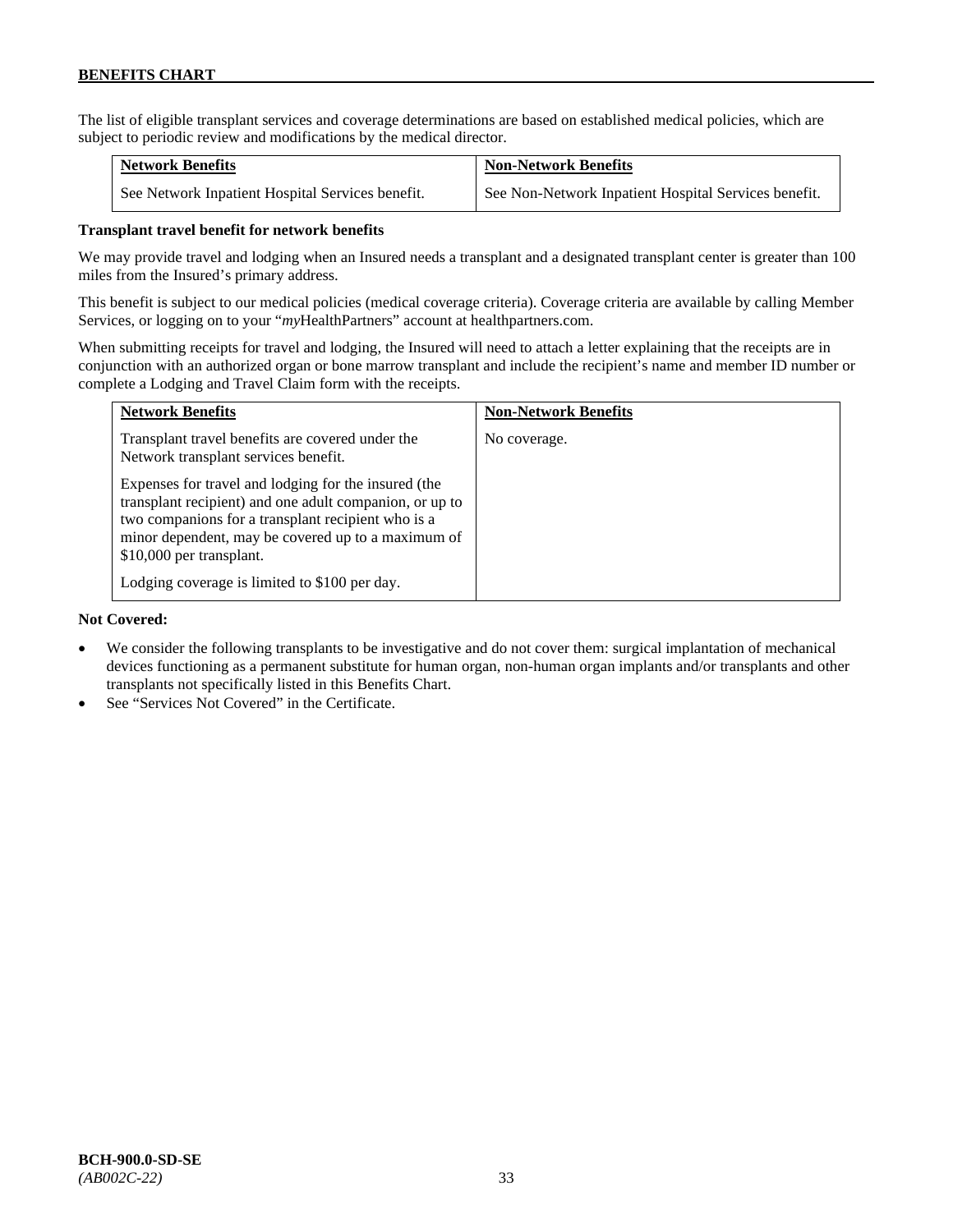The list of eligible transplant services and coverage determinations are based on established medical policies, which are subject to periodic review and modifications by the medical director.

| Network Benefits | Non-Network Benefits |
| --- | --- |
| See Network Inpatient Hospital Services benefit. | See Non-Network Inpatient Hospital Services benefit. |

**Transplant travel benefit for network benefits**

We may provide travel and lodging when an Insured needs a transplant and a designated transplant center is greater than 100 miles from the Insured's primary address.

This benefit is subject to our medical policies (medical coverage criteria). Coverage criteria are available by calling Member Services, or logging on to your "*my*HealthPartners" account at healthpartners.com.

When submitting receipts for travel and lodging, the Insured will need to attach a letter explaining that the receipts are in conjunction with an authorized organ or bone marrow transplant and include the recipient's name and member ID number or complete a Lodging and Travel Claim form with the receipts.

| Network Benefits | Non-Network Benefits |
| --- | --- |
| Transplant travel benefits are covered under the Network transplant services benefit.<br><br>Expenses for travel and lodging for the insured (the transplant recipient) and one adult companion, or up to two companions for a transplant recipient who is a minor dependent, may be covered up to a maximum of $10,000 per transplant.<br><br>Lodging coverage is limited to $100 per day. | No coverage. |

**Not Covered:**

- We consider the following transplants to be investigative and do not cover them: surgical implantation of mechanical devices functioning as a permanent substitute for human organ, non-human organ implants and/or transplants and other transplants not specifically listed in this Benefits Chart.
- See "Services Not Covered" in the Certificate.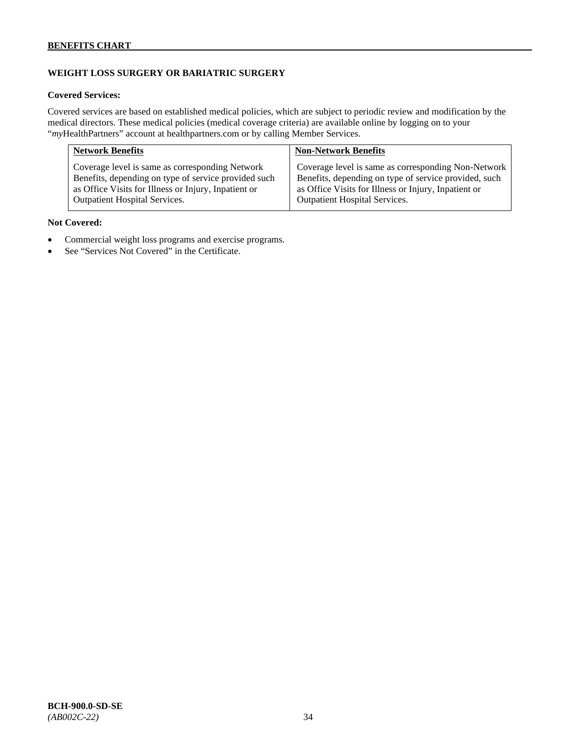### WEIGHT LOSS SURGERY OR BARIATRIC SURGERY

**Covered Services:**

Covered services are based on established medical policies, which are subject to periodic review and modification by the medical directors. These medical policies (medical coverage criteria) are available online by logging on to your "*my*HealthPartners" account at healthpartners.com or by calling Member Services.

| Network Benefits | Non-Network Benefits |
|---|---|
| Coverage level is same as corresponding Network Benefits, depending on type of service provided such as Office Visits for Illness or Injury, Inpatient or Outpatient Hospital Services. | Coverage level is same as corresponding Non-Network Benefits, depending on type of service provided, such as Office Visits for Illness or Injury, Inpatient or Outpatient Hospital Services. |

**Not Covered:**

- Commercial weight loss programs and exercise programs.
- See "Services Not Covered" in the Certificate.

**BCH-900.0-SD-SE**
*(AB002C-22)*